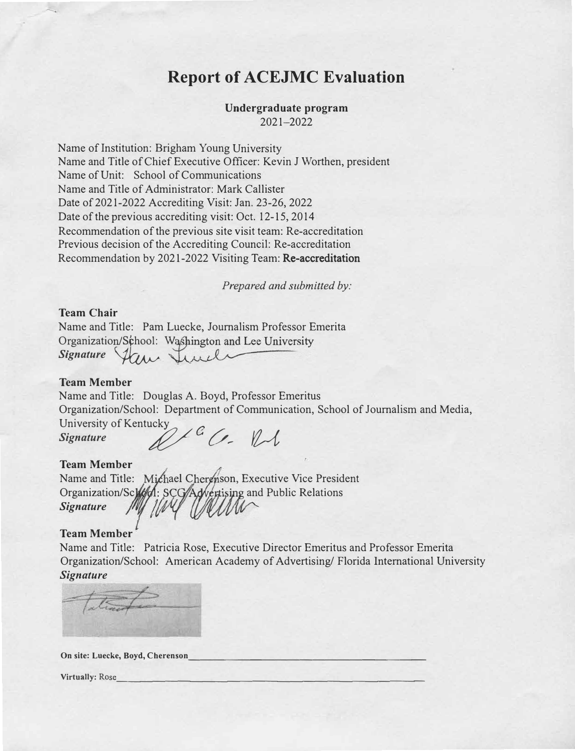# Report of ACEJMC Evaluation

**Undergraduate program**
2021–2022

Name of Institution: Brigham Young University
Name and Title of Chief Executive Officer: Kevin J Worthen, president
Name of Unit: School of Communications
Name and Title of Administrator: Mark Callister
Date of 2021-2022 Accrediting Visit: Jan. 23-26, 2022
Date of the previous accrediting visit: Oct. 12-15, 2014
Recommendation of the previous site visit team: Re-accreditation
Previous decision of the Accrediting Council: Re-accreditation
Recommendation by 2021-2022 Visiting Team: **Re-accreditation**

*Prepared and submitted by:*

**Team Chair**
Name and Title: Pam Luecke, Journalism Professor Emerita
Organization/School: Washington and Lee University
***Signature***

**Team Member**
Name and Title: Douglas A. Boyd, Professor Emeritus
Organization/School: Department of Communication, School of Journalism and Media, University of Kentucky
***Signature***

**Team Member**
Name and Title: Michael Cherenson, Executive Vice President
Organization/School: SCG Advertising and Public Relations
***Signature***

**Team Member**
Name and Title: Patricia Rose, Executive Director Emeritus and Professor Emerita
Organization/School: American Academy of Advertising/ Florida International University
***Signature***

**On site: Luecke, Boyd, Cherenson**

**Virtually:** Rose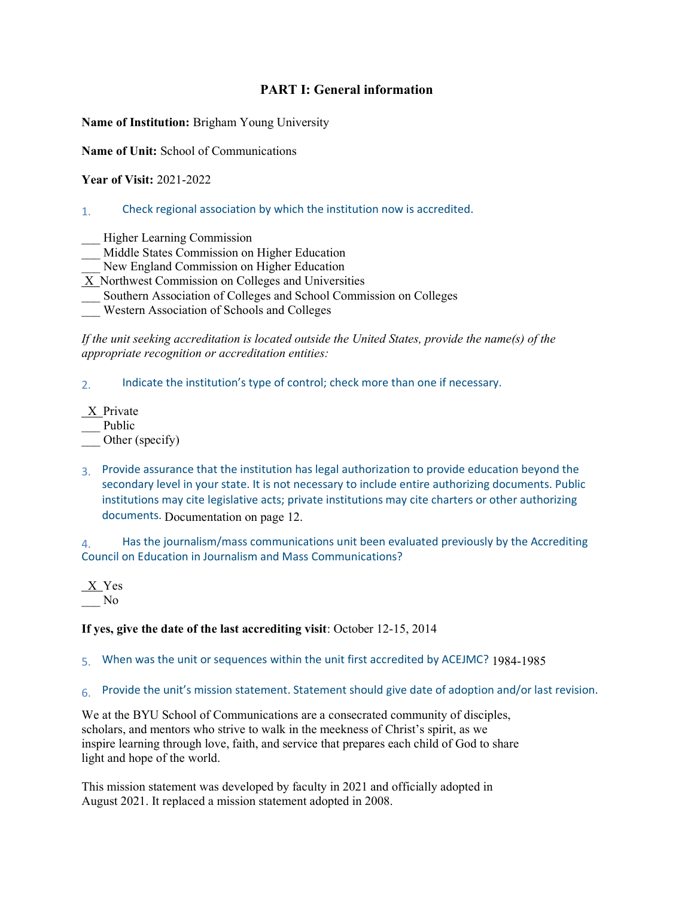## PART I: General information

**Name of Institution:** Brigham Young University

**Name of Unit:** School of Communications

**Year of Visit:** 2021-2022

1. Check regional association by which the institution now is accredited.

___ Higher Learning Commission
___ Middle States Commission on Higher Education
___ New England Commission on Higher Education
_X_ Northwest Commission on Colleges and Universities
___ Southern Association of Colleges and School Commission on Colleges
___ Western Association of Schools and Colleges

*If the unit seeking accreditation is located outside the United States, provide the name(s) of the appropriate recognition or accreditation entities:*

2. Indicate the institution's type of control; check more than one if necessary.

_X_ Private
___ Public
___ Other (specify)

3. Provide assurance that the institution has legal authorization to provide education beyond the secondary level in your state. It is not necessary to include entire authorizing documents. Public institutions may cite legislative acts; private institutions may cite charters or other authorizing documents. Documentation on page 12.

4. Has the journalism/mass communications unit been evaluated previously by the Accrediting Council on Education in Journalism and Mass Communications?

_X_ Yes
___ No

**If yes, give the date of the last accrediting visit**: October 12-15, 2014

5. When was the unit or sequences within the unit first accredited by ACEJMC? 1984-1985

6. Provide the unit's mission statement. Statement should give date of adoption and/or last revision.

We at the BYU School of Communications are a consecrated community of disciples, scholars, and mentors who strive to walk in the meekness of Christ's spirit, as we inspire learning through love, faith, and service that prepares each child of God to share light and hope of the world.

This mission statement was developed by faculty in 2021 and officially adopted in August 2021. It replaced a mission statement adopted in 2008.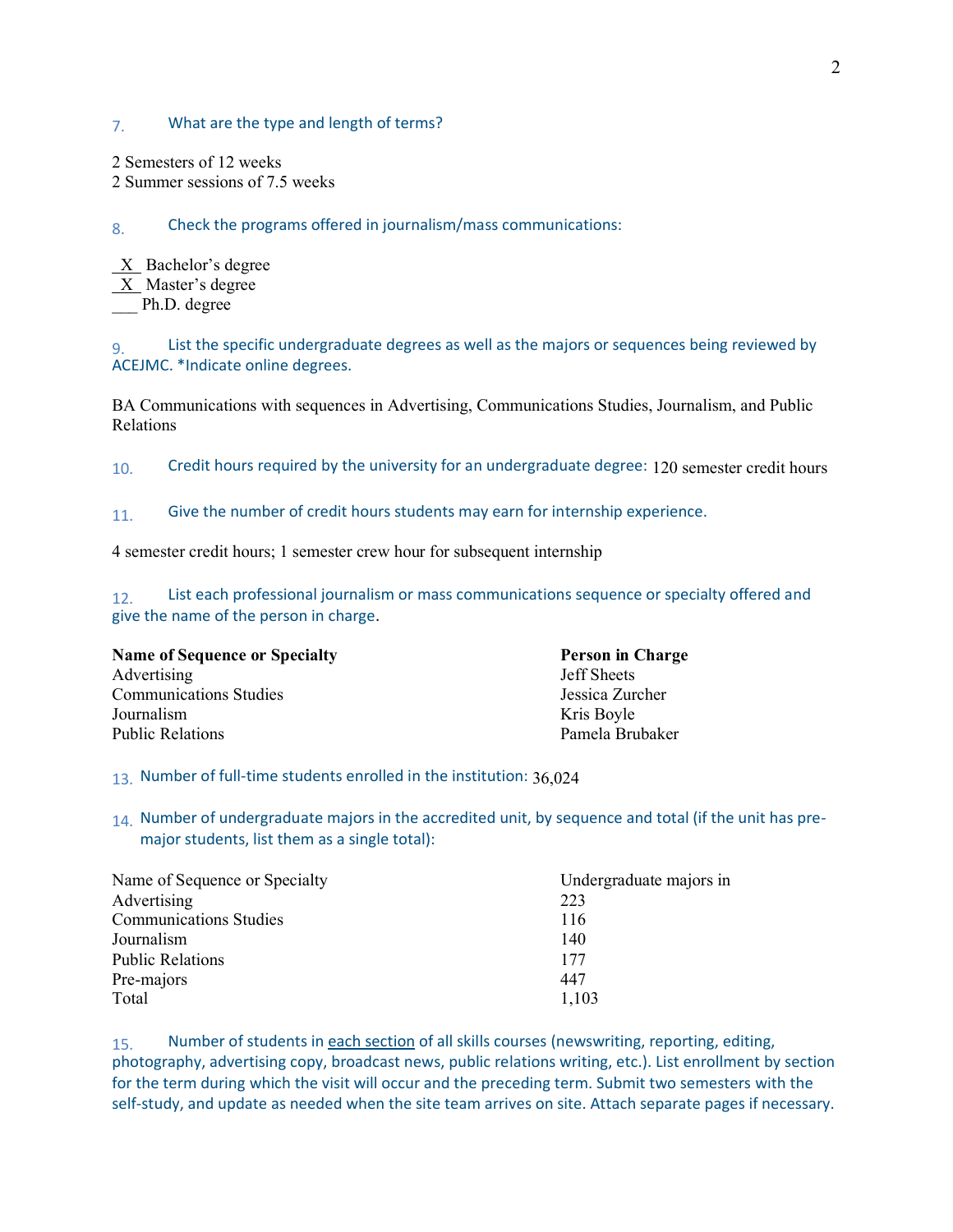7. What are the type and length of terms?

2 Semesters of 12 weeks
2 Summer sessions of 7.5 weeks

8. Check the programs offered in journalism/mass communications:

\_X\_ Bachelor's degree
\_X\_ Master's degree
\_\_\_ Ph.D. degree

9. List the specific undergraduate degrees as well as the majors or sequences being reviewed by ACEJMC. *Indicate online degrees.

BA Communications with sequences in Advertising, Communications Studies, Journalism, and Public Relations

10. Credit hours required by the university for an undergraduate degree: 120 semester credit hours

11. Give the number of credit hours students may earn for internship experience.

4 semester credit hours; 1 semester crew hour for subsequent internship

12. List each professional journalism or mass communications sequence or specialty offered and give the name of the person in charge.

| **Name of Sequence or Specialty** | **Person in Charge** |
|---|---|
| Advertising | Jeff Sheets |
| Communications Studies | Jessica Zurcher |
| Journalism | Kris Boyle |
| Public Relations | Pamela Brubaker |

13. Number of full-time students enrolled in the institution: 36,024

14. Number of undergraduate majors in the accredited unit, by sequence and total (if the unit has pre-major students, list them as a single total):

| Name of Sequence or Specialty | Undergraduate majors in |
|---|---|
| Advertising | 223 |
| Communications Studies | 116 |
| Journalism | 140 |
| Public Relations | 177 |
| Pre-majors | 447 |
| Total | 1,103 |

15. Number of students in each section of all skills courses (newswriting, reporting, editing, photography, advertising copy, broadcast news, public relations writing, etc.). List enrollment by section for the term during which the visit will occur and the preceding term. Submit two semesters with the self-study, and update as needed when the site team arrives on site. Attach separate pages if necessary.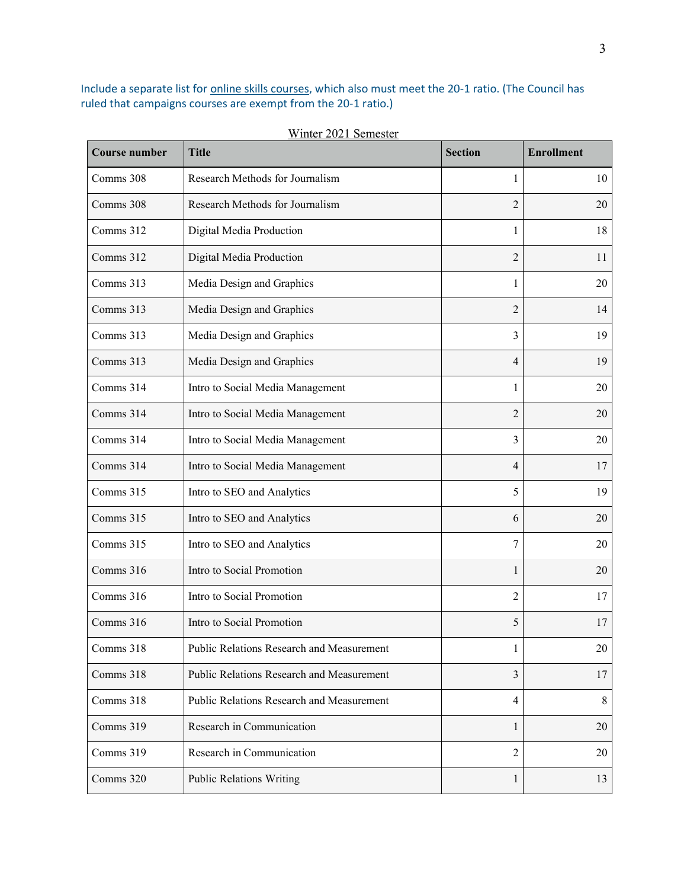Include a separate list for online skills courses, which also must meet the 20-1 ratio. (The Council has ruled that campaigns courses are exempt from the 20-1 ratio.)

Winter 2021 Semester

| Course number | Title | Section | Enrollment |
|---|---|---|---|
| Comms 308 | Research Methods for Journalism | 1 | 10 |
| Comms 308 | Research Methods for Journalism | 2 | 20 |
| Comms 312 | Digital Media Production | 1 | 18 |
| Comms 312 | Digital Media Production | 2 | 11 |
| Comms 313 | Media Design and Graphics | 1 | 20 |
| Comms 313 | Media Design and Graphics | 2 | 14 |
| Comms 313 | Media Design and Graphics | 3 | 19 |
| Comms 313 | Media Design and Graphics | 4 | 19 |
| Comms 314 | Intro to Social Media Management | 1 | 20 |
| Comms 314 | Intro to Social Media Management | 2 | 20 |
| Comms 314 | Intro to Social Media Management | 3 | 20 |
| Comms 314 | Intro to Social Media Management | 4 | 17 |
| Comms 315 | Intro to SEO and Analytics | 5 | 19 |
| Comms 315 | Intro to SEO and Analytics | 6 | 20 |
| Comms 315 | Intro to SEO and Analytics | 7 | 20 |
| Comms 316 | Intro to Social Promotion | 1 | 20 |
| Comms 316 | Intro to Social Promotion | 2 | 17 |
| Comms 316 | Intro to Social Promotion | 5 | 17 |
| Comms 318 | Public Relations Research and Measurement | 1 | 20 |
| Comms 318 | Public Relations Research and Measurement | 3 | 17 |
| Comms 318 | Public Relations Research and Measurement | 4 | 8 |
| Comms 319 | Research in Communication | 1 | 20 |
| Comms 319 | Research in Communication | 2 | 20 |
| Comms 320 | Public Relations Writing | 1 | 13 |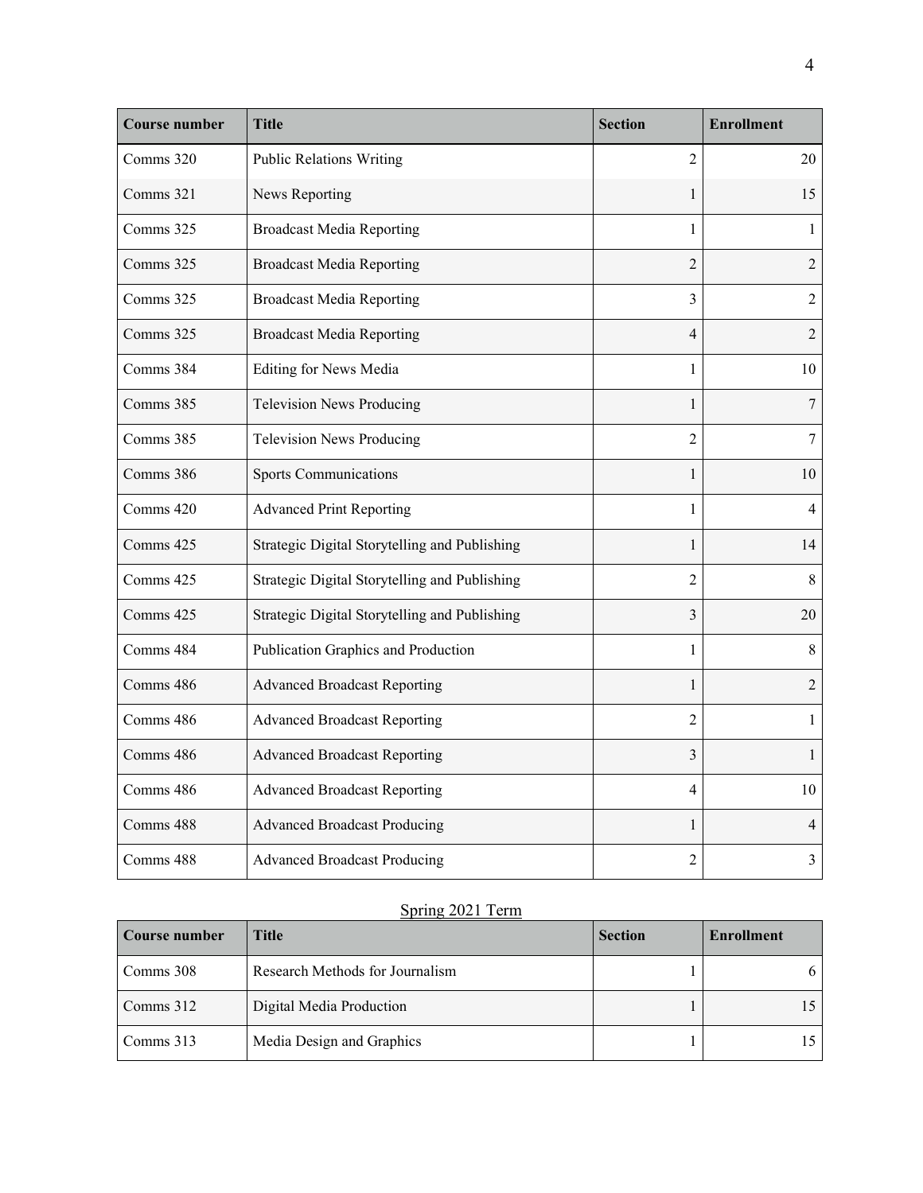| Course number | Title | Section | Enrollment |
|---|---|---|---|
| Comms 320 | Public Relations Writing | 2 | 20 |
| Comms 321 | News Reporting | 1 | 15 |
| Comms 325 | Broadcast Media Reporting | 1 | 1 |
| Comms 325 | Broadcast Media Reporting | 2 | 2 |
| Comms 325 | Broadcast Media Reporting | 3 | 2 |
| Comms 325 | Broadcast Media Reporting | 4 | 2 |
| Comms 384 | Editing for News Media | 1 | 10 |
| Comms 385 | Television News Producing | 1 | 7 |
| Comms 385 | Television News Producing | 2 | 7 |
| Comms 386 | Sports Communications | 1 | 10 |
| Comms 420 | Advanced Print Reporting | 1 | 4 |
| Comms 425 | Strategic Digital Storytelling and Publishing | 1 | 14 |
| Comms 425 | Strategic Digital Storytelling and Publishing | 2 | 8 |
| Comms 425 | Strategic Digital Storytelling and Publishing | 3 | 20 |
| Comms 484 | Publication Graphics and Production | 1 | 8 |
| Comms 486 | Advanced Broadcast Reporting | 1 | 2 |
| Comms 486 | Advanced Broadcast Reporting | 2 | 1 |
| Comms 486 | Advanced Broadcast Reporting | 3 | 1 |
| Comms 486 | Advanced Broadcast Reporting | 4 | 10 |
| Comms 488 | Advanced Broadcast Producing | 1 | 4 |
| Comms 488 | Advanced Broadcast Producing | 2 | 3 |

Spring 2021 Term

| Course number | Title | Section | Enrollment |
|---|---|---|---|
| Comms 308 | Research Methods for Journalism | 1 | 6 |
| Comms 312 | Digital Media Production | 1 | 15 |
| Comms 313 | Media Design and Graphics | 1 | 15 |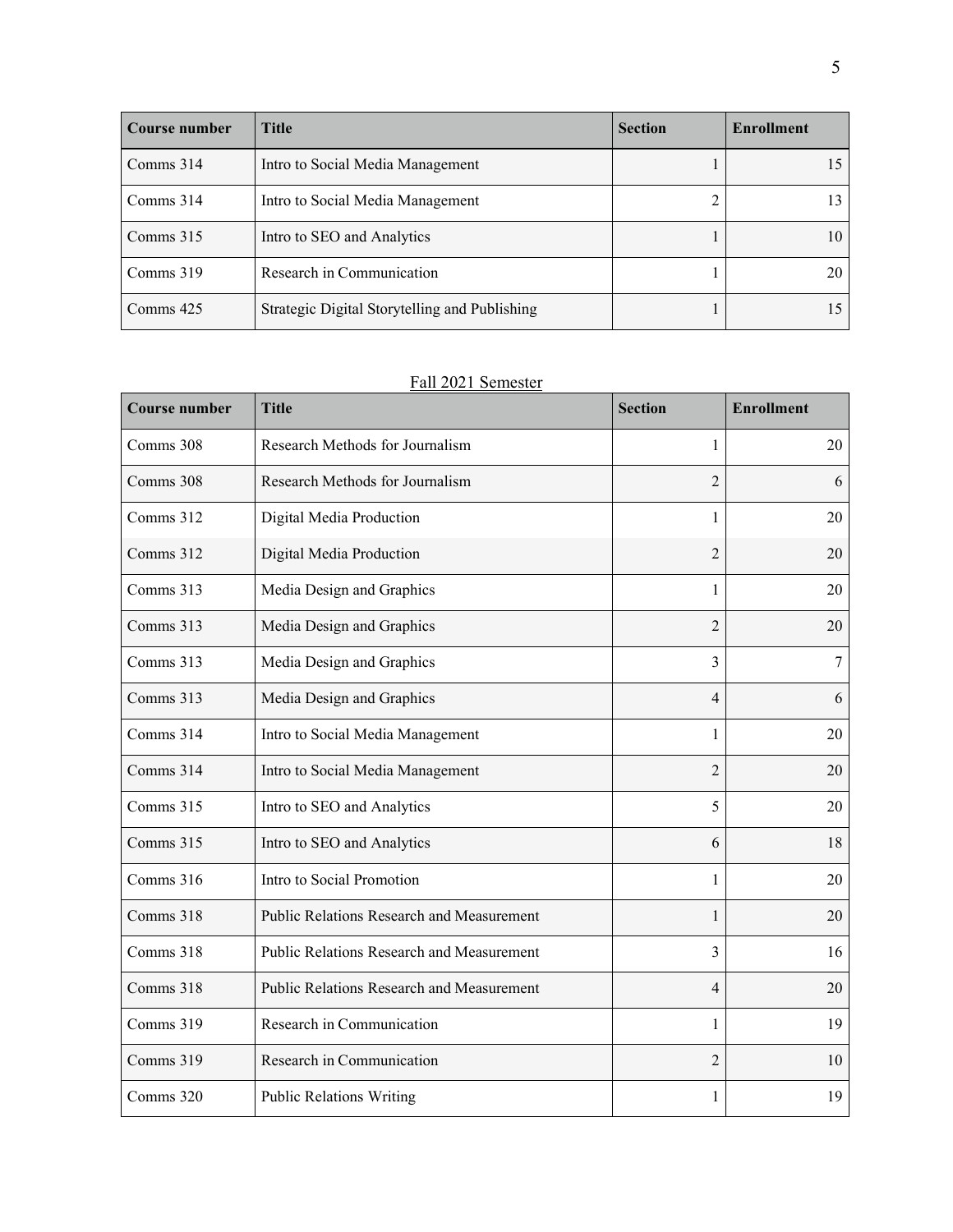| Course number | Title | Section | Enrollment |
| --- | --- | --- | --- |
| Comms 314 | Intro to Social Media Management | 1 | 15 |
| Comms 314 | Intro to Social Media Management | 2 | 13 |
| Comms 315 | Intro to SEO and Analytics | 1 | 10 |
| Comms 319 | Research in Communication | 1 | 20 |
| Comms 425 | Strategic Digital Storytelling and Publishing | 1 | 15 |

Fall 2021 Semester

| Course number | Title | Section | Enrollment |
| --- | --- | --- | --- |
| Comms 308 | Research Methods for Journalism | 1 | 20 |
| Comms 308 | Research Methods for Journalism | 2 | 6 |
| Comms 312 | Digital Media Production | 1 | 20 |
| Comms 312 | Digital Media Production | 2 | 20 |
| Comms 313 | Media Design and Graphics | 1 | 20 |
| Comms 313 | Media Design and Graphics | 2 | 20 |
| Comms 313 | Media Design and Graphics | 3 | 7 |
| Comms 313 | Media Design and Graphics | 4 | 6 |
| Comms 314 | Intro to Social Media Management | 1 | 20 |
| Comms 314 | Intro to Social Media Management | 2 | 20 |
| Comms 315 | Intro to SEO and Analytics | 5 | 20 |
| Comms 315 | Intro to SEO and Analytics | 6 | 18 |
| Comms 316 | Intro to Social Promotion | 1 | 20 |
| Comms 318 | Public Relations Research and Measurement | 1 | 20 |
| Comms 318 | Public Relations Research and Measurement | 3 | 16 |
| Comms 318 | Public Relations Research and Measurement | 4 | 20 |
| Comms 319 | Research in Communication | 1 | 19 |
| Comms 319 | Research in Communication | 2 | 10 |
| Comms 320 | Public Relations Writing | 1 | 19 |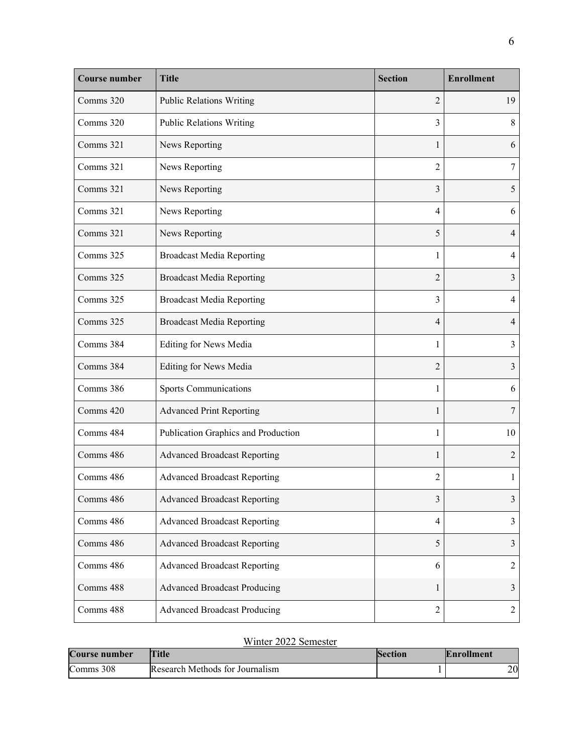| Course number | Title | Section | Enrollment |
| --- | --- | --- | --- |
| Comms 320 | Public Relations Writing | 2 | 19 |
| Comms 320 | Public Relations Writing | 3 | 8 |
| Comms 321 | News Reporting | 1 | 6 |
| Comms 321 | News Reporting | 2 | 7 |
| Comms 321 | News Reporting | 3 | 5 |
| Comms 321 | News Reporting | 4 | 6 |
| Comms 321 | News Reporting | 5 | 4 |
| Comms 325 | Broadcast Media Reporting | 1 | 4 |
| Comms 325 | Broadcast Media Reporting | 2 | 3 |
| Comms 325 | Broadcast Media Reporting | 3 | 4 |
| Comms 325 | Broadcast Media Reporting | 4 | 4 |
| Comms 384 | Editing for News Media | 1 | 3 |
| Comms 384 | Editing for News Media | 2 | 3 |
| Comms 386 | Sports Communications | 1 | 6 |
| Comms 420 | Advanced Print Reporting | 1 | 7 |
| Comms 484 | Publication Graphics and Production | 1 | 10 |
| Comms 486 | Advanced Broadcast Reporting | 1 | 2 |
| Comms 486 | Advanced Broadcast Reporting | 2 | 1 |
| Comms 486 | Advanced Broadcast Reporting | 3 | 3 |
| Comms 486 | Advanced Broadcast Reporting | 4 | 3 |
| Comms 486 | Advanced Broadcast Reporting | 5 | 3 |
| Comms 486 | Advanced Broadcast Reporting | 6 | 2 |
| Comms 488 | Advanced Broadcast Producing | 1 | 3 |
| Comms 488 | Advanced Broadcast Producing | 2 | 2 |

Winter 2022 Semester

| Course number | Title | Section | Enrollment |
| --- | --- | --- | --- |
| Comms 308 | Research Methods for Journalism | 1 | 20 |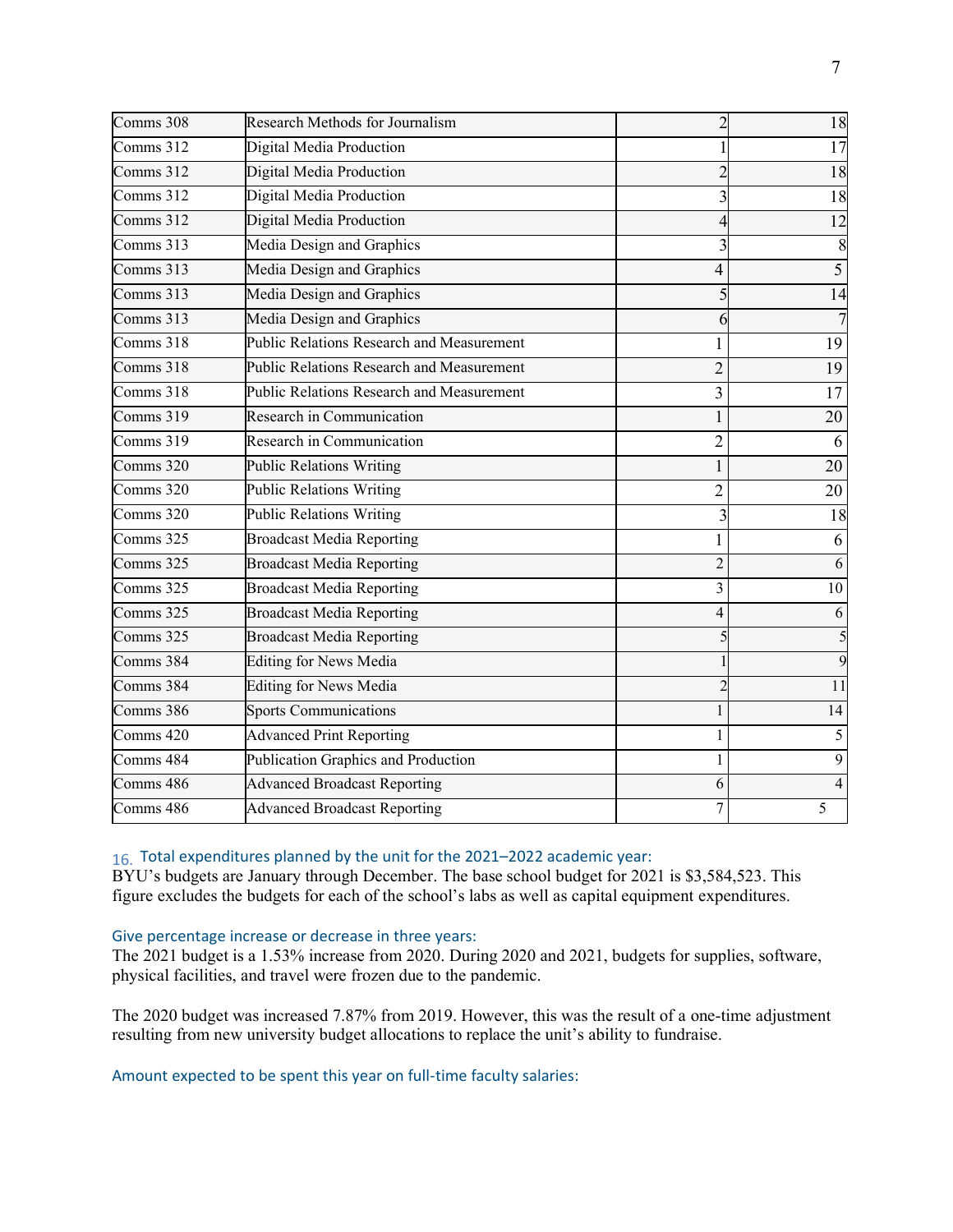| | | | |
|---|---|---|---|
| Comms 308 | Research Methods for Journalism | 2 | 18 |
| Comms 312 | Digital Media Production | 1 | 17 |
| Comms 312 | Digital Media Production | 2 | 18 |
| Comms 312 | Digital Media Production | 3 | 18 |
| Comms 312 | Digital Media Production | 4 | 12 |
| Comms 313 | Media Design and Graphics | 3 | 8 |
| Comms 313 | Media Design and Graphics | 4 | 5 |
| Comms 313 | Media Design and Graphics | 5 | 14 |
| Comms 313 | Media Design and Graphics | 6 | 7 |
| Comms 318 | Public Relations Research and Measurement | 1 | 19 |
| Comms 318 | Public Relations Research and Measurement | 2 | 19 |
| Comms 318 | Public Relations Research and Measurement | 3 | 17 |
| Comms 319 | Research in Communication | 1 | 20 |
| Comms 319 | Research in Communication | 2 | 6 |
| Comms 320 | Public Relations Writing | 1 | 20 |
| Comms 320 | Public Relations Writing | 2 | 20 |
| Comms 320 | Public Relations Writing | 3 | 18 |
| Comms 325 | Broadcast Media Reporting | 1 | 6 |
| Comms 325 | Broadcast Media Reporting | 2 | 6 |
| Comms 325 | Broadcast Media Reporting | 3 | 10 |
| Comms 325 | Broadcast Media Reporting | 4 | 6 |
| Comms 325 | Broadcast Media Reporting | 5 | 5 |
| Comms 384 | Editing for News Media | 1 | 9 |
| Comms 384 | Editing for News Media | 2 | 11 |
| Comms 386 | Sports Communications | 1 | 14 |
| Comms 420 | Advanced Print Reporting | 1 | 5 |
| Comms 484 | Publication Graphics and Production | 1 | 9 |
| Comms 486 | Advanced Broadcast Reporting | 6 | 4 |
| Comms 486 | Advanced Broadcast Reporting | 7 | 5 |

16. Total expenditures planned by the unit for the 2021–2022 academic year:

BYU's budgets are January through December. The base school budget for 2021 is $3,584,523. This figure excludes the budgets for each of the school's labs as well as capital equipment expenditures.

Give percentage increase or decrease in three years:

The 2021 budget is a 1.53% increase from 2020. During 2020 and 2021, budgets for supplies, software, physical facilities, and travel were frozen due to the pandemic.

The 2020 budget was increased 7.87% from 2019. However, this was the result of a one-time adjustment resulting from new university budget allocations to replace the unit's ability to fundraise.

Amount expected to be spent this year on full-time faculty salaries: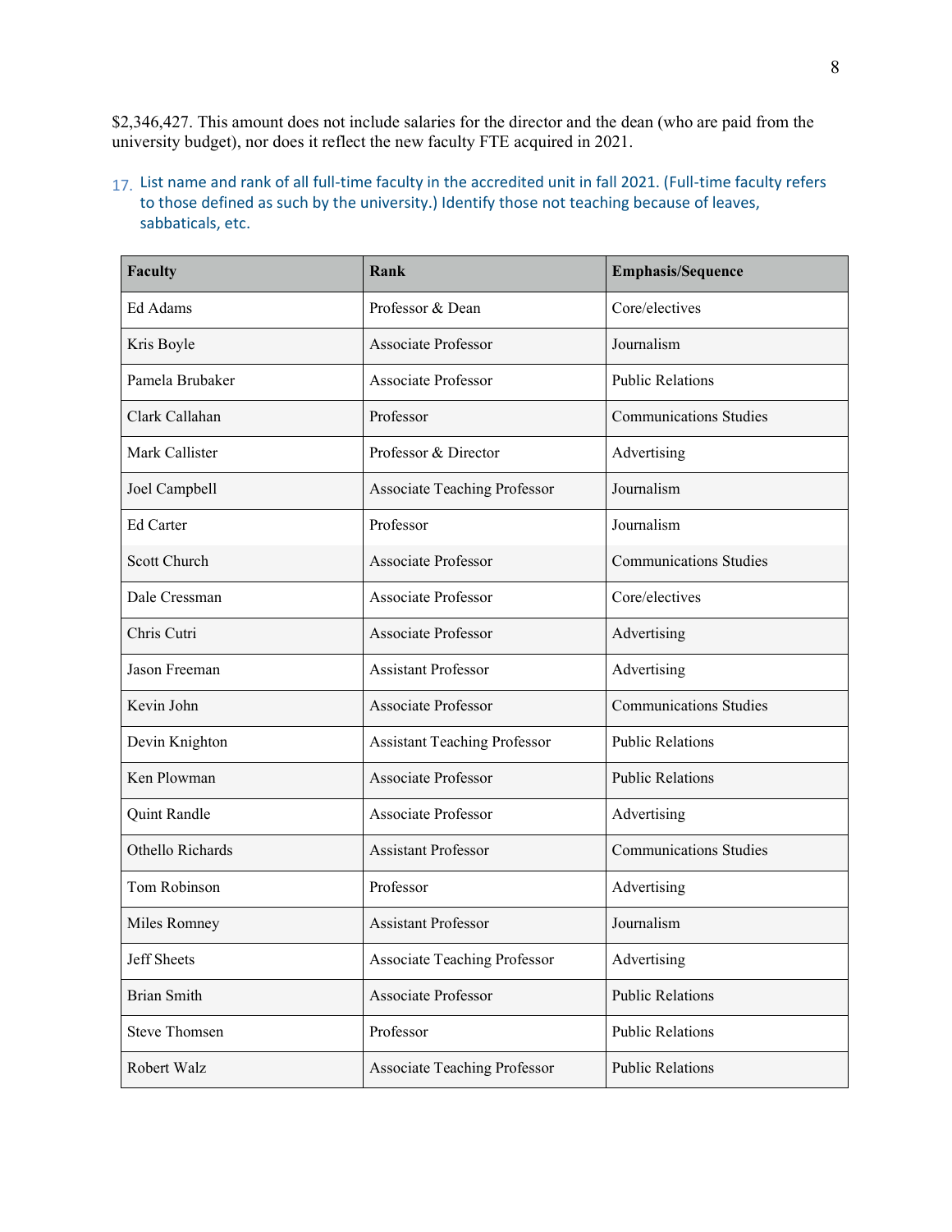$2,346,427. This amount does not include salaries for the director and the dean (who are paid from the university budget), nor does it reflect the new faculty FTE acquired in 2021.

17. List name and rank of all full-time faculty in the accredited unit in fall 2021. (Full-time faculty refers to those defined as such by the university.) Identify those not teaching because of leaves, sabbaticals, etc.

| Faculty | Rank | Emphasis/Sequence |
|---|---|---|
| Ed Adams | Professor & Dean | Core/electives |
| Kris Boyle | Associate Professor | Journalism |
| Pamela Brubaker | Associate Professor | Public Relations |
| Clark Callahan | Professor | Communications Studies |
| Mark Callister | Professor & Director | Advertising |
| Joel Campbell | Associate Teaching Professor | Journalism |
| Ed Carter | Professor | Journalism |
| Scott Church | Associate Professor | Communications Studies |
| Dale Cressman | Associate Professor | Core/electives |
| Chris Cutri | Associate Professor | Advertising |
| Jason Freeman | Assistant Professor | Advertising |
| Kevin John | Associate Professor | Communications Studies |
| Devin Knighton | Assistant Teaching Professor | Public Relations |
| Ken Plowman | Associate Professor | Public Relations |
| Quint Randle | Associate Professor | Advertising |
| Othello Richards | Assistant Professor | Communications Studies |
| Tom Robinson | Professor | Advertising |
| Miles Romney | Assistant Professor | Journalism |
| Jeff Sheets | Associate Teaching Professor | Advertising |
| Brian Smith | Associate Professor | Public Relations |
| Steve Thomsen | Professor | Public Relations |
| Robert Walz | Associate Teaching Professor | Public Relations |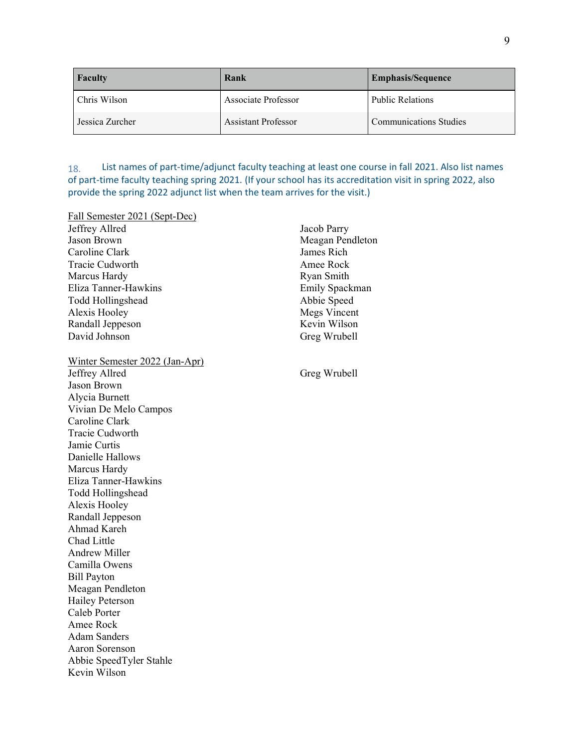| Faculty | Rank | Emphasis/Sequence |
| --- | --- | --- |
| Chris Wilson | Associate Professor | Public Relations |
| Jessica Zurcher | Assistant Professor | Communications Studies |

18. List names of part-time/adjunct faculty teaching at least one course in fall 2021. Also list names of part-time faculty teaching spring 2021. (If your school has its accreditation visit in spring 2022, also provide the spring 2022 adjunct list when the team arrives for the visit.)

<u>Fall Semester 2021 (Sept-Dec)</u>

Jeffrey Allred
Jason Brown
Caroline Clark
Tracie Cudworth
Marcus Hardy
Eliza Tanner-Hawkins
Todd Hollingshead
Alexis Hooley
Randall Jeppeson
David Johnson
Jacob Parry
Meagan Pendleton
James Rich
Amee Rock
Ryan Smith
Emily Spackman
Abbie Speed
Megs Vincent
Kevin Wilson
Greg Wrubell

<u>Winter Semester 2022 (Jan-Apr)</u>

Jeffrey Allred
Jason Brown
Alycia Burnett
Vivian De Melo Campos
Caroline Clark
Tracie Cudworth
Jamie Curtis
Danielle Hallows
Marcus Hardy
Eliza Tanner-Hawkins
Todd Hollingshead
Alexis Hooley
Randall Jeppeson
Ahmad Kareh
Chad Little
Andrew Miller
Camilla Owens
Bill Payton
Meagan Pendleton
Hailey Peterson
Caleb Porter
Amee Rock
Adam Sanders
Aaron Sorenson
Abbie SpeedTyler Stahle
Kevin Wilson
Greg Wrubell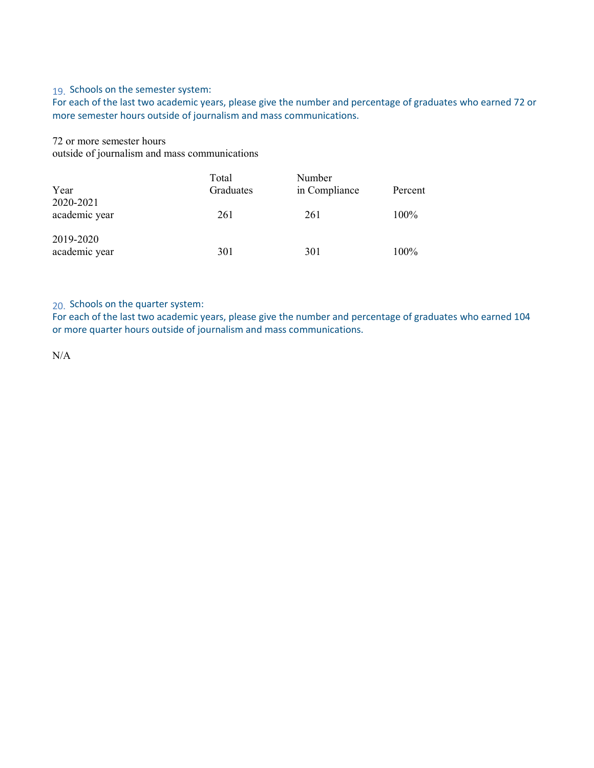19. Schools on the semester system:
For each of the last two academic years, please give the number and percentage of graduates who earned 72 or more semester hours outside of journalism and mass communications.

72 or more semester hours
outside of journalism and mass communications

| Year | Total Graduates | Number in Compliance | Percent |
|---|---|---|---|
| 2020-2021 academic year | 261 | 261 | 100% |
| 2019-2020 academic year | 301 | 301 | 100% |

20. Schools on the quarter system:
For each of the last two academic years, please give the number and percentage of graduates who earned 104 or more quarter hours outside of journalism and mass communications.

N/A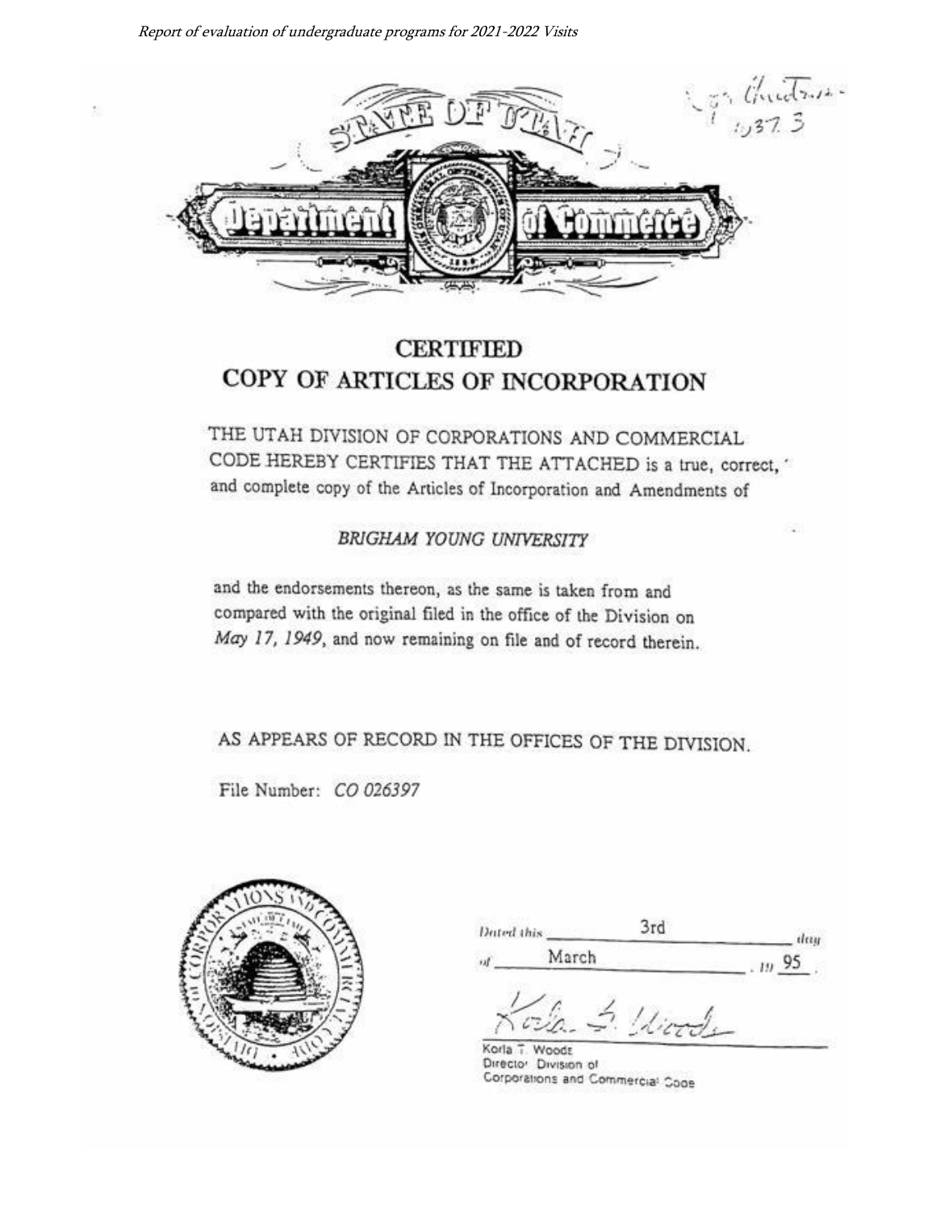STATE OF UTAH

Department of Commerce

# CERTIFIED
# COPY OF ARTICLES OF INCORPORATION

THE UTAH DIVISION OF CORPORATIONS AND COMMERCIAL CODE HEREBY CERTIFIES THAT THE ATTACHED is a true, correct, and complete copy of the Articles of Incorporation and Amendments of

*BRIGHAM YOUNG UNIVERSITY*

and the endorsements thereon, as the same is taken from and compared with the original filed in the office of the Division on *May 17, 1949*, and now remaining on file and of record therein.

AS APPEARS OF RECORD IN THE OFFICES OF THE DIVISION.

File Number: *CO 026397*

Dated this 3rd day of March, 19 95.

Korla T. Woods
Director Division of
Corporations and Commercial Code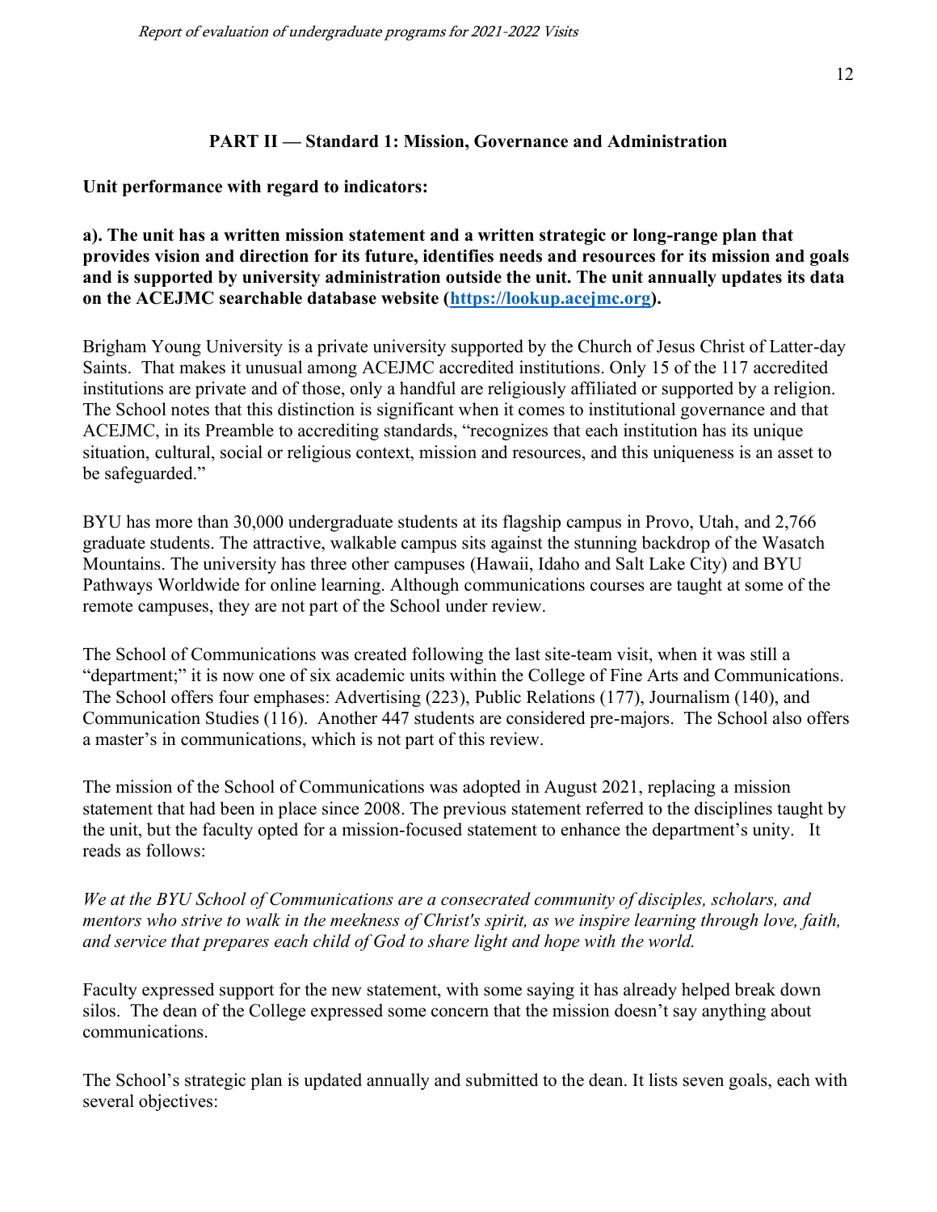## PART II — Standard 1: Mission, Governance and Administration

**Unit performance with regard to indicators:**

**a). The unit has a written mission statement and a written strategic or long-range plan that provides vision and direction for its future, identifies needs and resources for its mission and goals and is supported by university administration outside the unit. The unit annually updates its data on the ACEJMC searchable database website ([https://lookup.acejmc.org](https://lookup.acejmc.org)).**

Brigham Young University is a private university supported by the Church of Jesus Christ of Latter-day Saints. That makes it unusual among ACEJMC accredited institutions. Only 15 of the 117 accredited institutions are private and of those, only a handful are religiously affiliated or supported by a religion. The School notes that this distinction is significant when it comes to institutional governance and that ACEJMC, in its Preamble to accrediting standards, "recognizes that each institution has its unique situation, cultural, social or religious context, mission and resources, and this uniqueness is an asset to be safeguarded."

BYU has more than 30,000 undergraduate students at its flagship campus in Provo, Utah, and 2,766 graduate students. The attractive, walkable campus sits against the stunning backdrop of the Wasatch Mountains. The university has three other campuses (Hawaii, Idaho and Salt Lake City) and BYU Pathways Worldwide for online learning. Although communications courses are taught at some of the remote campuses, they are not part of the School under review.

The School of Communications was created following the last site-team visit, when it was still a "department;" it is now one of six academic units within the College of Fine Arts and Communications. The School offers four emphases: Advertising (223), Public Relations (177), Journalism (140), and Communication Studies (116). Another 447 students are considered pre-majors. The School also offers a master's in communications, which is not part of this review.

The mission of the School of Communications was adopted in August 2021, replacing a mission statement that had been in place since 2008. The previous statement referred to the disciplines taught by the unit, but the faculty opted for a mission-focused statement to enhance the department's unity. It reads as follows:

*We at the BYU School of Communications are a consecrated community of disciples, scholars, and mentors who strive to walk in the meekness of Christ's spirit, as we inspire learning through love, faith, and service that prepares each child of God to share light and hope with the world.*

Faculty expressed support for the new statement, with some saying it has already helped break down silos. The dean of the College expressed some concern that the mission doesn't say anything about communications.

The School's strategic plan is updated annually and submitted to the dean. It lists seven goals, each with several objectives: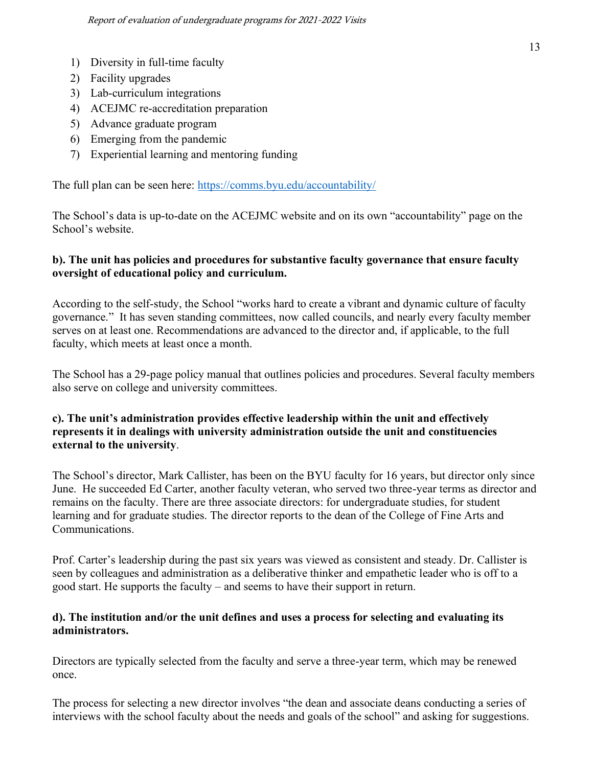1) Diversity in full-time faculty
2) Facility upgrades
3) Lab-curriculum integrations
4) ACEJMC re-accreditation preparation
5) Advance graduate program
6) Emerging from the pandemic
7) Experiential learning and mentoring funding

The full plan can be seen here: https://comms.byu.edu/accountability/

The School's data is up-to-date on the ACEJMC website and on its own "accountability" page on the School's website.

**b). The unit has policies and procedures for substantive faculty governance that ensure faculty oversight of educational policy and curriculum.**

According to the self-study, the School "works hard to create a vibrant and dynamic culture of faculty governance." It has seven standing committees, now called councils, and nearly every faculty member serves on at least one. Recommendations are advanced to the director and, if applicable, to the full faculty, which meets at least once a month.

The School has a 29-page policy manual that outlines policies and procedures. Several faculty members also serve on college and university committees.

**c). The unit's administration provides effective leadership within the unit and effectively represents it in dealings with university administration outside the unit and constituencies external to the university.**

The School's director, Mark Callister, has been on the BYU faculty for 16 years, but director only since June. He succeeded Ed Carter, another faculty veteran, who served two three-year terms as director and remains on the faculty. There are three associate directors: for undergraduate studies, for student learning and for graduate studies. The director reports to the dean of the College of Fine Arts and Communications.

Prof. Carter's leadership during the past six years was viewed as consistent and steady. Dr. Callister is seen by colleagues and administration as a deliberative thinker and empathetic leader who is off to a good start. He supports the faculty – and seems to have their support in return.

**d). The institution and/or the unit defines and uses a process for selecting and evaluating its administrators.**

Directors are typically selected from the faculty and serve a three-year term, which may be renewed once.

The process for selecting a new director involves "the dean and associate deans conducting a series of interviews with the school faculty about the needs and goals of the school" and asking for suggestions.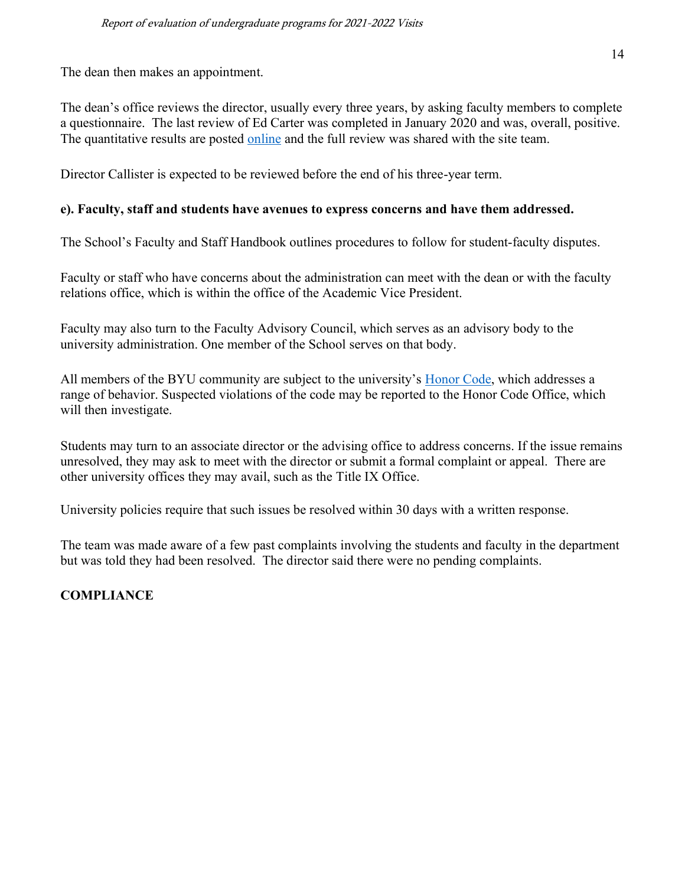The dean then makes an appointment.

The dean's office reviews the director, usually every three years, by asking faculty members to complete a questionnaire. The last review of Ed Carter was completed in January 2020 and was, overall, positive. The quantitative results are posted online and the full review was shared with the site team.

Director Callister is expected to be reviewed before the end of his three-year term.

**e). Faculty, staff and students have avenues to express concerns and have them addressed.**

The School's Faculty and Staff Handbook outlines procedures to follow for student-faculty disputes.

Faculty or staff who have concerns about the administration can meet with the dean or with the faculty relations office, which is within the office of the Academic Vice President.

Faculty may also turn to the Faculty Advisory Council, which serves as an advisory body to the university administration. One member of the School serves on that body.

All members of the BYU community are subject to the university's Honor Code, which addresses a range of behavior. Suspected violations of the code may be reported to the Honor Code Office, which will then investigate.

Students may turn to an associate director or the advising office to address concerns. If the issue remains unresolved, they may ask to meet with the director or submit a formal complaint or appeal. There are other university offices they may avail, such as the Title IX Office.

University policies require that such issues be resolved within 30 days with a written response.

The team was made aware of a few past complaints involving the students and faculty in the department but was told they had been resolved. The director said there were no pending complaints.

**COMPLIANCE**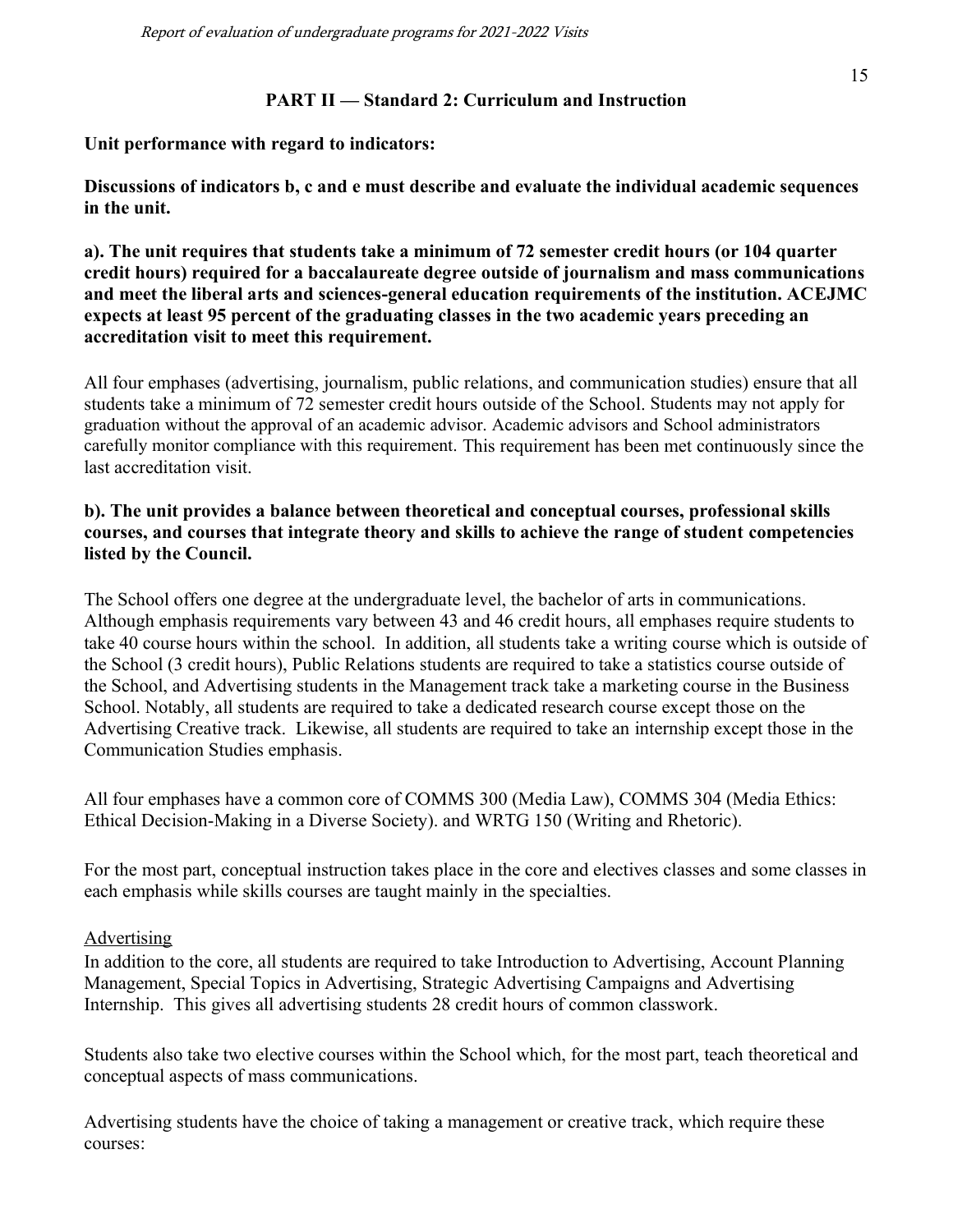## PART II — Standard 2: Curriculum and Instruction

**Unit performance with regard to indicators:**

**Discussions of indicators b, c and e must describe and evaluate the individual academic sequences in the unit.**

**a). The unit requires that students take a minimum of 72 semester credit hours (or 104 quarter credit hours) required for a baccalaureate degree outside of journalism and mass communications and meet the liberal arts and sciences-general education requirements of the institution. ACEJMC expects at least 95 percent of the graduating classes in the two academic years preceding an accreditation visit to meet this requirement.**

All four emphases (advertising, journalism, public relations, and communication studies) ensure that all students take a minimum of 72 semester credit hours outside of the School. Students may not apply for graduation without the approval of an academic advisor. Academic advisors and School administrators carefully monitor compliance with this requirement. This requirement has been met continuously since the last accreditation visit.

**b). The unit provides a balance between theoretical and conceptual courses, professional skills courses, and courses that integrate theory and skills to achieve the range of student competencies listed by the Council.**

The School offers one degree at the undergraduate level, the bachelor of arts in communications. Although emphasis requirements vary between 43 and 46 credit hours, all emphases require students to take 40 course hours within the school. In addition, all students take a writing course which is outside of the School (3 credit hours), Public Relations students are required to take a statistics course outside of the School, and Advertising students in the Management track take a marketing course in the Business School. Notably, all students are required to take a dedicated research course except those on the Advertising Creative track. Likewise, all students are required to take an internship except those in the Communication Studies emphasis.

All four emphases have a common core of COMMS 300 (Media Law), COMMS 304 (Media Ethics: Ethical Decision-Making in a Diverse Society). and WRTG 150 (Writing and Rhetoric).

For the most part, conceptual instruction takes place in the core and electives classes and some classes in each emphasis while skills courses are taught mainly in the specialties.

Advertising

In addition to the core, all students are required to take Introduction to Advertising, Account Planning Management, Special Topics in Advertising, Strategic Advertising Campaigns and Advertising Internship. This gives all advertising students 28 credit hours of common classwork.

Students also take two elective courses within the School which, for the most part, teach theoretical and conceptual aspects of mass communications.

Advertising students have the choice of taking a management or creative track, which require these courses: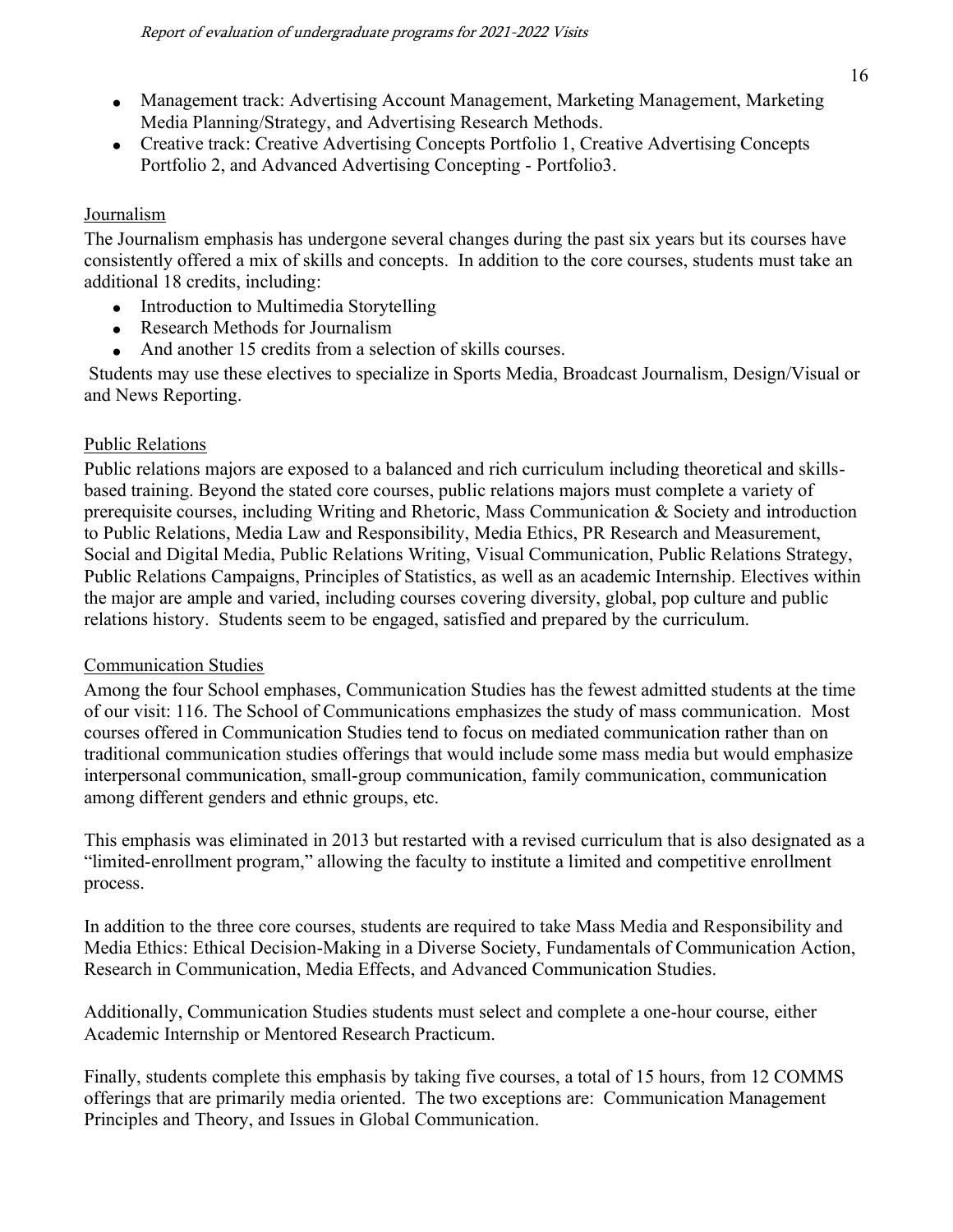- Management track: Advertising Account Management, Marketing Management, Marketing Media Planning/Strategy, and Advertising Research Methods.
- Creative track: Creative Advertising Concepts Portfolio 1, Creative Advertising Concepts Portfolio 2, and Advanced Advertising Concepting - Portfolio3.

## Journalism

The Journalism emphasis has undergone several changes during the past six years but its courses have consistently offered a mix of skills and concepts. In addition to the core courses, students must take an additional 18 credits, including:

- Introduction to Multimedia Storytelling
- Research Methods for Journalism
- And another 15 credits from a selection of skills courses.

Students may use these electives to specialize in Sports Media, Broadcast Journalism, Design/Visual or and News Reporting.

## Public Relations

Public relations majors are exposed to a balanced and rich curriculum including theoretical and skills-based training. Beyond the stated core courses, public relations majors must complete a variety of prerequisite courses, including Writing and Rhetoric, Mass Communication & Society and introduction to Public Relations, Media Law and Responsibility, Media Ethics, PR Research and Measurement, Social and Digital Media, Public Relations Writing, Visual Communication, Public Relations Strategy, Public Relations Campaigns, Principles of Statistics, as well as an academic Internship. Electives within the major are ample and varied, including courses covering diversity, global, pop culture and public relations history. Students seem to be engaged, satisfied and prepared by the curriculum.

## Communication Studies

Among the four School emphases, Communication Studies has the fewest admitted students at the time of our visit: 116. The School of Communications emphasizes the study of mass communication. Most courses offered in Communication Studies tend to focus on mediated communication rather than on traditional communication studies offerings that would include some mass media but would emphasize interpersonal communication, small-group communication, family communication, communication among different genders and ethnic groups, etc.

This emphasis was eliminated in 2013 but restarted with a revised curriculum that is also designated as a "limited-enrollment program," allowing the faculty to institute a limited and competitive enrollment process.

In addition to the three core courses, students are required to take Mass Media and Responsibility and Media Ethics: Ethical Decision-Making in a Diverse Society, Fundamentals of Communication Action, Research in Communication, Media Effects, and Advanced Communication Studies.

Additionally, Communication Studies students must select and complete a one-hour course, either Academic Internship or Mentored Research Practicum.

Finally, students complete this emphasis by taking five courses, a total of 15 hours, from 12 COMMS offerings that are primarily media oriented. The two exceptions are: Communication Management Principles and Theory, and Issues in Global Communication.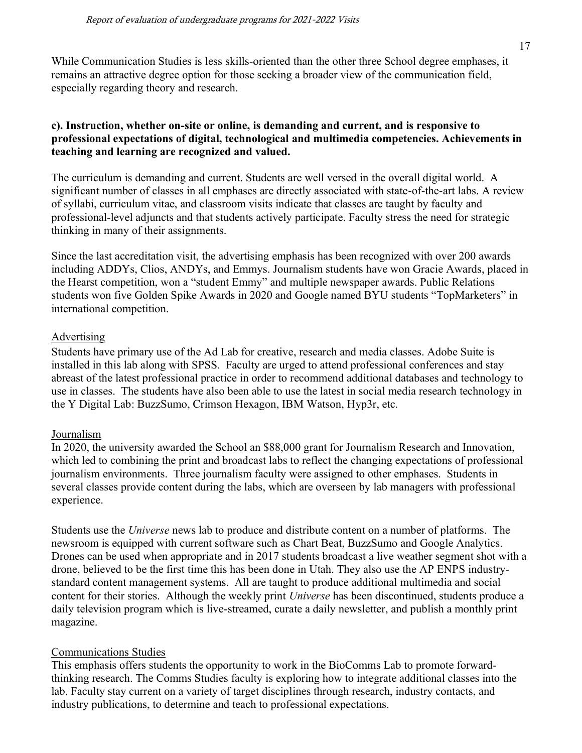While Communication Studies is less skills-oriented than the other three School degree emphases, it remains an attractive degree option for those seeking a broader view of the communication field, especially regarding theory and research.

**c). Instruction, whether on-site or online, is demanding and current, and is responsive to professional expectations of digital, technological and multimedia competencies. Achievements in teaching and learning are recognized and valued.**

The curriculum is demanding and current. Students are well versed in the overall digital world. A significant number of classes in all emphases are directly associated with state-of-the-art labs. A review of syllabi, curriculum vitae, and classroom visits indicate that classes are taught by faculty and professional-level adjuncts and that students actively participate. Faculty stress the need for strategic thinking in many of their assignments.

Since the last accreditation visit, the advertising emphasis has been recognized with over 200 awards including ADDYs, Clios, ANDYs, and Emmys. Journalism students have won Gracie Awards, placed in the Hearst competition, won a "student Emmy" and multiple newspaper awards. Public Relations students won five Golden Spike Awards in 2020 and Google named BYU students "TopMarketers" in international competition.

<u>Advertising</u>

Students have primary use of the Ad Lab for creative, research and media classes. Adobe Suite is installed in this lab along with SPSS. Faculty are urged to attend professional conferences and stay abreast of the latest professional practice in order to recommend additional databases and technology to use in classes. The students have also been able to use the latest in social media research technology in the Y Digital Lab: BuzzSumo, Crimson Hexagon, IBM Watson, Hyp3r, etc.

<u>Journalism</u>

In 2020, the university awarded the School an $88,000 grant for Journalism Research and Innovation, which led to combining the print and broadcast labs to reflect the changing expectations of professional journalism environments. Three journalism faculty were assigned to other emphases. Students in several classes provide content during the labs, which are overseen by lab managers with professional experience.

Students use the *Universe* news lab to produce and distribute content on a number of platforms. The newsroom is equipped with current software such as Chart Beat, BuzzSumo and Google Analytics. Drones can be used when appropriate and in 2017 students broadcast a live weather segment shot with a drone, believed to be the first time this has been done in Utah. They also use the AP ENPS industry-standard content management systems. All are taught to produce additional multimedia and social content for their stories. Although the weekly print *Universe* has been discontinued, students produce a daily television program which is live-streamed, curate a daily newsletter, and publish a monthly print magazine.

<u>Communications Studies</u>

This emphasis offers students the opportunity to work in the BioComms Lab to promote forward-thinking research. The Comms Studies faculty is exploring how to integrate additional classes into the lab. Faculty stay current on a variety of target disciplines through research, industry contacts, and industry publications, to determine and teach to professional expectations.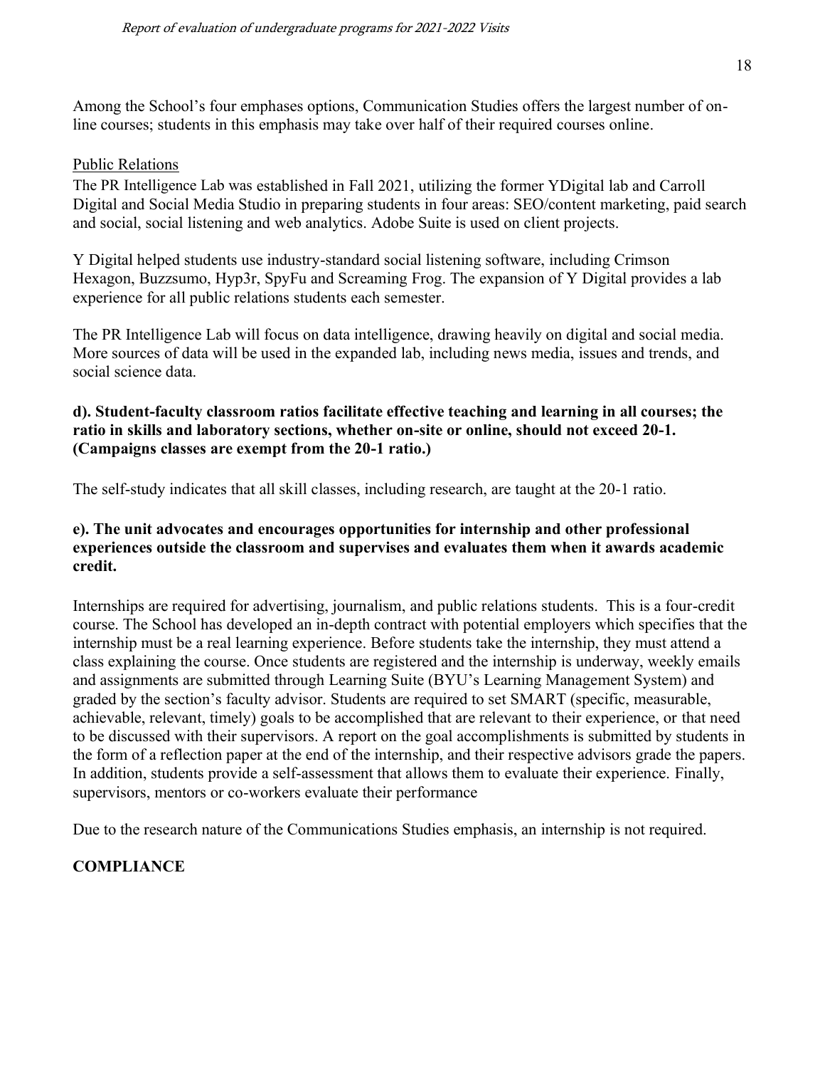Among the School's four emphases options, Communication Studies offers the largest number of on-line courses; students in this emphasis may take over half of their required courses online.

<u>Public Relations</u>

The PR Intelligence Lab was established in Fall 2021, utilizing the former YDigital lab and Carroll Digital and Social Media Studio in preparing students in four areas: SEO/content marketing, paid search and social, social listening and web analytics. Adobe Suite is used on client projects.

Y Digital helped students use industry-standard social listening software, including Crimson Hexagon, Buzzsumo, Hyp3r, SpyFu and Screaming Frog. The expansion of Y Digital provides a lab experience for all public relations students each semester.

The PR Intelligence Lab will focus on data intelligence, drawing heavily on digital and social media. More sources of data will be used in the expanded lab, including news media, issues and trends, and social science data.

**d). Student-faculty classroom ratios facilitate effective teaching and learning in all courses; the ratio in skills and laboratory sections, whether on-site or online, should not exceed 20-1. (Campaigns classes are exempt from the 20-1 ratio.)**

The self-study indicates that all skill classes, including research, are taught at the 20-1 ratio.

**e). The unit advocates and encourages opportunities for internship and other professional experiences outside the classroom and supervises and evaluates them when it awards academic credit.**

Internships are required for advertising, journalism, and public relations students. This is a four-credit course. The School has developed an in-depth contract with potential employers which specifies that the internship must be a real learning experience. Before students take the internship, they must attend a class explaining the course. Once students are registered and the internship is underway, weekly emails and assignments are submitted through Learning Suite (BYU's Learning Management System) and graded by the section's faculty advisor. Students are required to set SMART (specific, measurable, achievable, relevant, timely) goals to be accomplished that are relevant to their experience, or that need to be discussed with their supervisors. A report on the goal accomplishments is submitted by students in the form of a reflection paper at the end of the internship, and their respective advisors grade the papers. In addition, students provide a self-assessment that allows them to evaluate their experience. Finally, supervisors, mentors or co-workers evaluate their performance

Due to the research nature of the Communications Studies emphasis, an internship is not required.

**COMPLIANCE**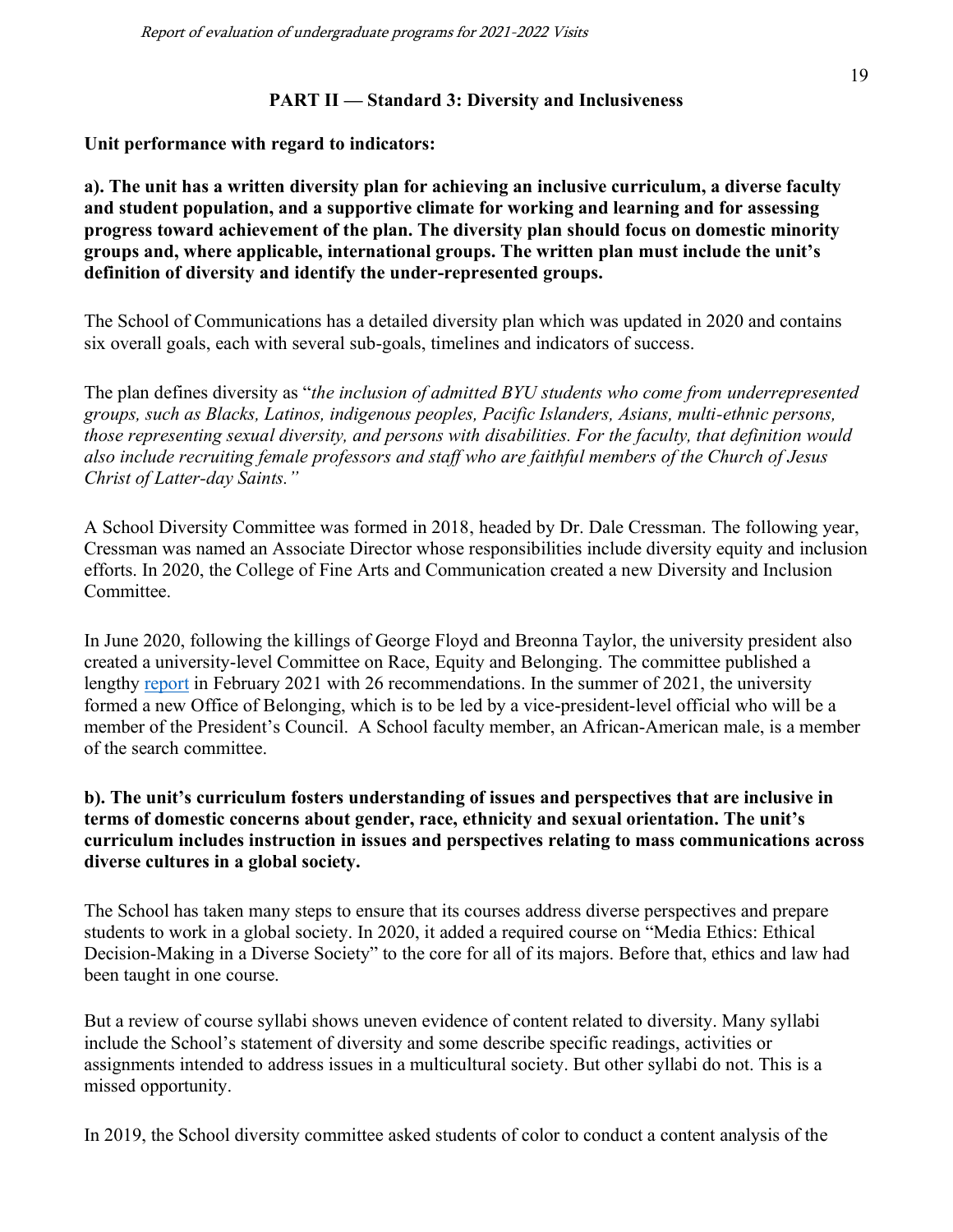## PART II — Standard 3: Diversity and Inclusiveness

**Unit performance with regard to indicators:**

**a). The unit has a written diversity plan for achieving an inclusive curriculum, a diverse faculty and student population, and a supportive climate for working and learning and for assessing progress toward achievement of the plan. The diversity plan should focus on domestic minority groups and, where applicable, international groups. The written plan must include the unit's definition of diversity and identify the under-represented groups.**

The School of Communications has a detailed diversity plan which was updated in 2020 and contains six overall goals, each with several sub-goals, timelines and indicators of success.

The plan defines diversity as "*the inclusion of admitted BYU students who come from underrepresented groups, such as Blacks, Latinos, indigenous peoples, Pacific Islanders, Asians, multi-ethnic persons, those representing sexual diversity, and persons with disabilities. For the faculty, that definition would also include recruiting female professors and staff who are faithful members of the Church of Jesus Christ of Latter-day Saints.*"

A School Diversity Committee was formed in 2018, headed by Dr. Dale Cressman. The following year, Cressman was named an Associate Director whose responsibilities include diversity equity and inclusion efforts. In 2020, the College of Fine Arts and Communication created a new Diversity and Inclusion Committee.

In June 2020, following the killings of George Floyd and Breonna Taylor, the university president also created a university-level Committee on Race, Equity and Belonging. The committee published a lengthy report in February 2021 with 26 recommendations. In the summer of 2021, the university formed a new Office of Belonging, which is to be led by a vice-president-level official who will be a member of the President's Council. A School faculty member, an African-American male, is a member of the search committee.

**b). The unit's curriculum fosters understanding of issues and perspectives that are inclusive in terms of domestic concerns about gender, race, ethnicity and sexual orientation. The unit's curriculum includes instruction in issues and perspectives relating to mass communications across diverse cultures in a global society.**

The School has taken many steps to ensure that its courses address diverse perspectives and prepare students to work in a global society. In 2020, it added a required course on "Media Ethics: Ethical Decision-Making in a Diverse Society" to the core for all of its majors. Before that, ethics and law had been taught in one course.

But a review of course syllabi shows uneven evidence of content related to diversity. Many syllabi include the School's statement of diversity and some describe specific readings, activities or assignments intended to address issues in a multicultural society. But other syllabi do not. This is a missed opportunity.

In 2019, the School diversity committee asked students of color to conduct a content analysis of the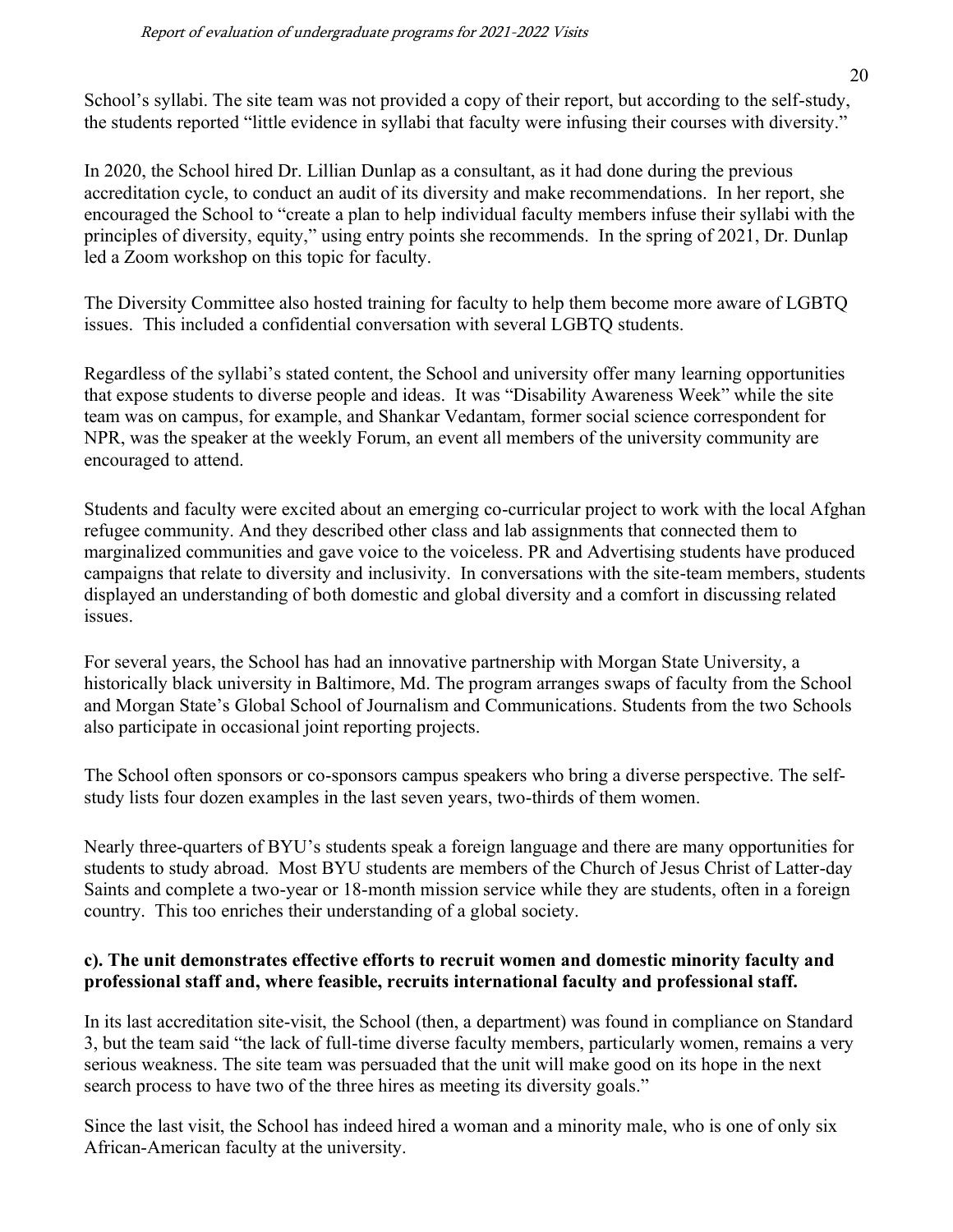School's syllabi. The site team was not provided a copy of their report, but according to the self-study, the students reported "little evidence in syllabi that faculty were infusing their courses with diversity."

In 2020, the School hired Dr. Lillian Dunlap as a consultant, as it had done during the previous accreditation cycle, to conduct an audit of its diversity and make recommendations. In her report, she encouraged the School to "create a plan to help individual faculty members infuse their syllabi with the principles of diversity, equity," using entry points she recommends. In the spring of 2021, Dr. Dunlap led a Zoom workshop on this topic for faculty.

The Diversity Committee also hosted training for faculty to help them become more aware of LGBTQ issues. This included a confidential conversation with several LGBTQ students.

Regardless of the syllabi's stated content, the School and university offer many learning opportunities that expose students to diverse people and ideas. It was "Disability Awareness Week" while the site team was on campus, for example, and Shankar Vedantam, former social science correspondent for NPR, was the speaker at the weekly Forum, an event all members of the university community are encouraged to attend.

Students and faculty were excited about an emerging co-curricular project to work with the local Afghan refugee community. And they described other class and lab assignments that connected them to marginalized communities and gave voice to the voiceless. PR and Advertising students have produced campaigns that relate to diversity and inclusivity. In conversations with the site-team members, students displayed an understanding of both domestic and global diversity and a comfort in discussing related issues.

For several years, the School has had an innovative partnership with Morgan State University, a historically black university in Baltimore, Md. The program arranges swaps of faculty from the School and Morgan State's Global School of Journalism and Communications. Students from the two Schools also participate in occasional joint reporting projects.

The School often sponsors or co-sponsors campus speakers who bring a diverse perspective. The self-study lists four dozen examples in the last seven years, two-thirds of them women.

Nearly three-quarters of BYU's students speak a foreign language and there are many opportunities for students to study abroad. Most BYU students are members of the Church of Jesus Christ of Latter-day Saints and complete a two-year or 18-month mission service while they are students, often in a foreign country. This too enriches their understanding of a global society.

**c). The unit demonstrates effective efforts to recruit women and domestic minority faculty and professional staff and, where feasible, recruits international faculty and professional staff.**

In its last accreditation site-visit, the School (then, a department) was found in compliance on Standard 3, but the team said "the lack of full-time diverse faculty members, particularly women, remains a very serious weakness. The site team was persuaded that the unit will make good on its hope in the next search process to have two of the three hires as meeting its diversity goals."

Since the last visit, the School has indeed hired a woman and a minority male, who is one of only six African-American faculty at the university.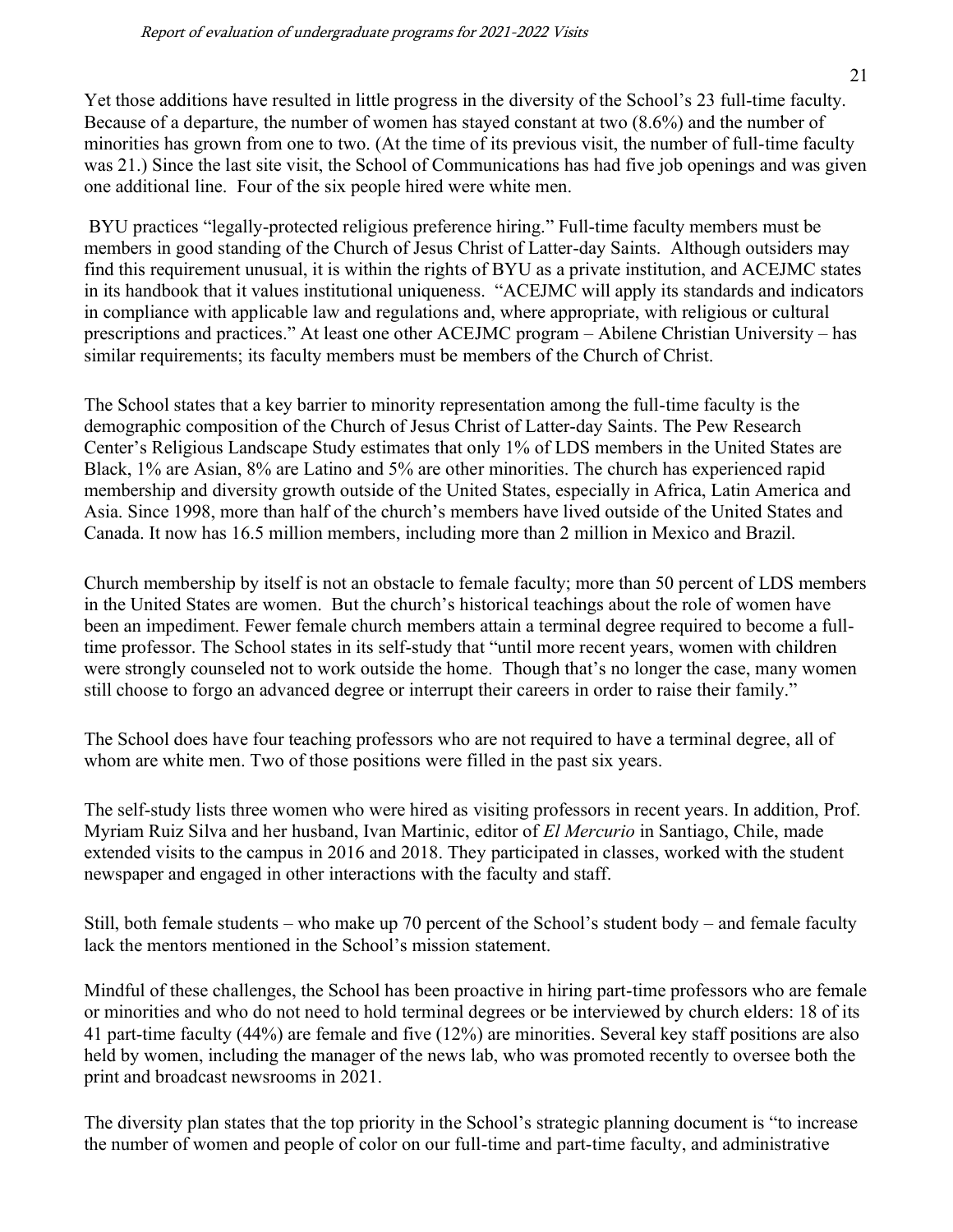Yet those additions have resulted in little progress in the diversity of the School's 23 full-time faculty. Because of a departure, the number of women has stayed constant at two (8.6%) and the number of minorities has grown from one to two. (At the time of its previous visit, the number of full-time faculty was 21.) Since the last site visit, the School of Communications has had five job openings and was given one additional line. Four of the six people hired were white men.

BYU practices "legally-protected religious preference hiring." Full-time faculty members must be members in good standing of the Church of Jesus Christ of Latter-day Saints. Although outsiders may find this requirement unusual, it is within the rights of BYU as a private institution, and ACEJMC states in its handbook that it values institutional uniqueness. "ACEJMC will apply its standards and indicators in compliance with applicable law and regulations and, where appropriate, with religious or cultural prescriptions and practices." At least one other ACEJMC program – Abilene Christian University – has similar requirements; its faculty members must be members of the Church of Christ.

The School states that a key barrier to minority representation among the full-time faculty is the demographic composition of the Church of Jesus Christ of Latter-day Saints. The Pew Research Center's Religious Landscape Study estimates that only 1% of LDS members in the United States are Black, 1% are Asian, 8% are Latino and 5% are other minorities. The church has experienced rapid membership and diversity growth outside of the United States, especially in Africa, Latin America and Asia. Since 1998, more than half of the church's members have lived outside of the United States and Canada. It now has 16.5 million members, including more than 2 million in Mexico and Brazil.

Church membership by itself is not an obstacle to female faculty; more than 50 percent of LDS members in the United States are women. But the church's historical teachings about the role of women have been an impediment. Fewer female church members attain a terminal degree required to become a full-time professor. The School states in its self-study that "until more recent years, women with children were strongly counseled not to work outside the home. Though that's no longer the case, many women still choose to forgo an advanced degree or interrupt their careers in order to raise their family."

The School does have four teaching professors who are not required to have a terminal degree, all of whom are white men. Two of those positions were filled in the past six years.

The self-study lists three women who were hired as visiting professors in recent years. In addition, Prof. Myriam Ruiz Silva and her husband, Ivan Martinic, editor of *El Mercurio* in Santiago, Chile, made extended visits to the campus in 2016 and 2018. They participated in classes, worked with the student newspaper and engaged in other interactions with the faculty and staff.

Still, both female students – who make up 70 percent of the School's student body – and female faculty lack the mentors mentioned in the School's mission statement.

Mindful of these challenges, the School has been proactive in hiring part-time professors who are female or minorities and who do not need to hold terminal degrees or be interviewed by church elders: 18 of its 41 part-time faculty (44%) are female and five (12%) are minorities. Several key staff positions are also held by women, including the manager of the news lab, who was promoted recently to oversee both the print and broadcast newsrooms in 2021.

The diversity plan states that the top priority in the School's strategic planning document is "to increase the number of women and people of color on our full-time and part-time faculty, and administrative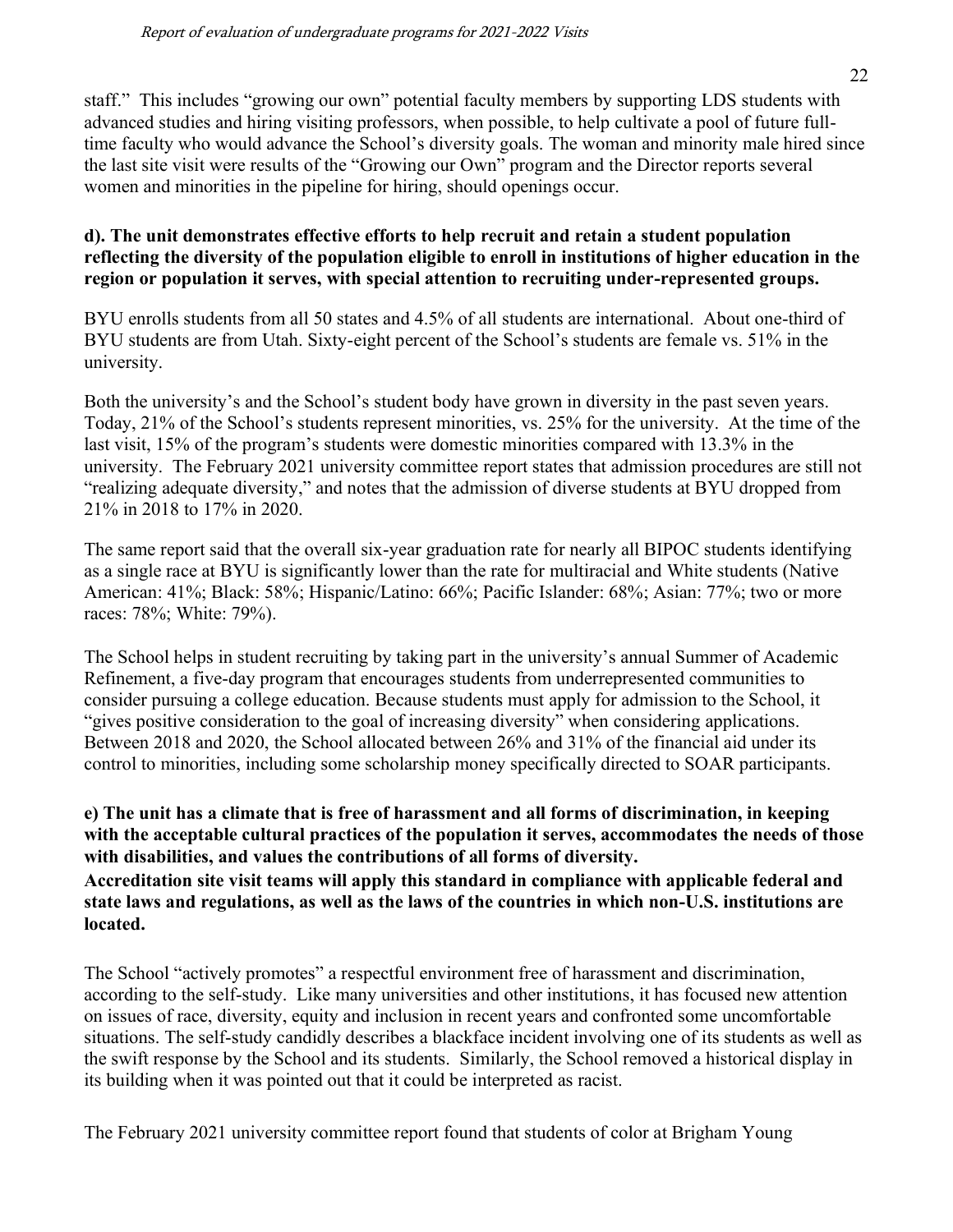staff." This includes "growing our own" potential faculty members by supporting LDS students with advanced studies and hiring visiting professors, when possible, to help cultivate a pool of future full-time faculty who would advance the School's diversity goals. The woman and minority male hired since the last site visit were results of the "Growing our Own" program and the Director reports several women and minorities in the pipeline for hiring, should openings occur.

**d). The unit demonstrates effective efforts to help recruit and retain a student population reflecting the diversity of the population eligible to enroll in institutions of higher education in the region or population it serves, with special attention to recruiting under-represented groups.**

BYU enrolls students from all 50 states and 4.5% of all students are international. About one-third of BYU students are from Utah. Sixty-eight percent of the School's students are female vs. 51% in the university.

Both the university's and the School's student body have grown in diversity in the past seven years. Today, 21% of the School's students represent minorities, vs. 25% for the university. At the time of the last visit, 15% of the program's students were domestic minorities compared with 13.3% in the university. The February 2021 university committee report states that admission procedures are still not "realizing adequate diversity," and notes that the admission of diverse students at BYU dropped from 21% in 2018 to 17% in 2020.

The same report said that the overall six-year graduation rate for nearly all BIPOC students identifying as a single race at BYU is significantly lower than the rate for multiracial and White students (Native American: 41%; Black: 58%; Hispanic/Latino: 66%; Pacific Islander: 68%; Asian: 77%; two or more races: 78%; White: 79%).

The School helps in student recruiting by taking part in the university's annual Summer of Academic Refinement, a five-day program that encourages students from underrepresented communities to consider pursuing a college education. Because students must apply for admission to the School, it "gives positive consideration to the goal of increasing diversity" when considering applications. Between 2018 and 2020, the School allocated between 26% and 31% of the financial aid under its control to minorities, including some scholarship money specifically directed to SOAR participants.

**e) The unit has a climate that is free of harassment and all forms of discrimination, in keeping with the acceptable cultural practices of the population it serves, accommodates the needs of those with disabilities, and values the contributions of all forms of diversity.**
**Accreditation site visit teams will apply this standard in compliance with applicable federal and state laws and regulations, as well as the laws of the countries in which non-U.S. institutions are located.**

The School "actively promotes" a respectful environment free of harassment and discrimination, according to the self-study. Like many universities and other institutions, it has focused new attention on issues of race, diversity, equity and inclusion in recent years and confronted some uncomfortable situations. The self-study candidly describes a blackface incident involving one of its students as well as the swift response by the School and its students. Similarly, the School removed a historical display in its building when it was pointed out that it could be interpreted as racist.

The February 2021 university committee report found that students of color at Brigham Young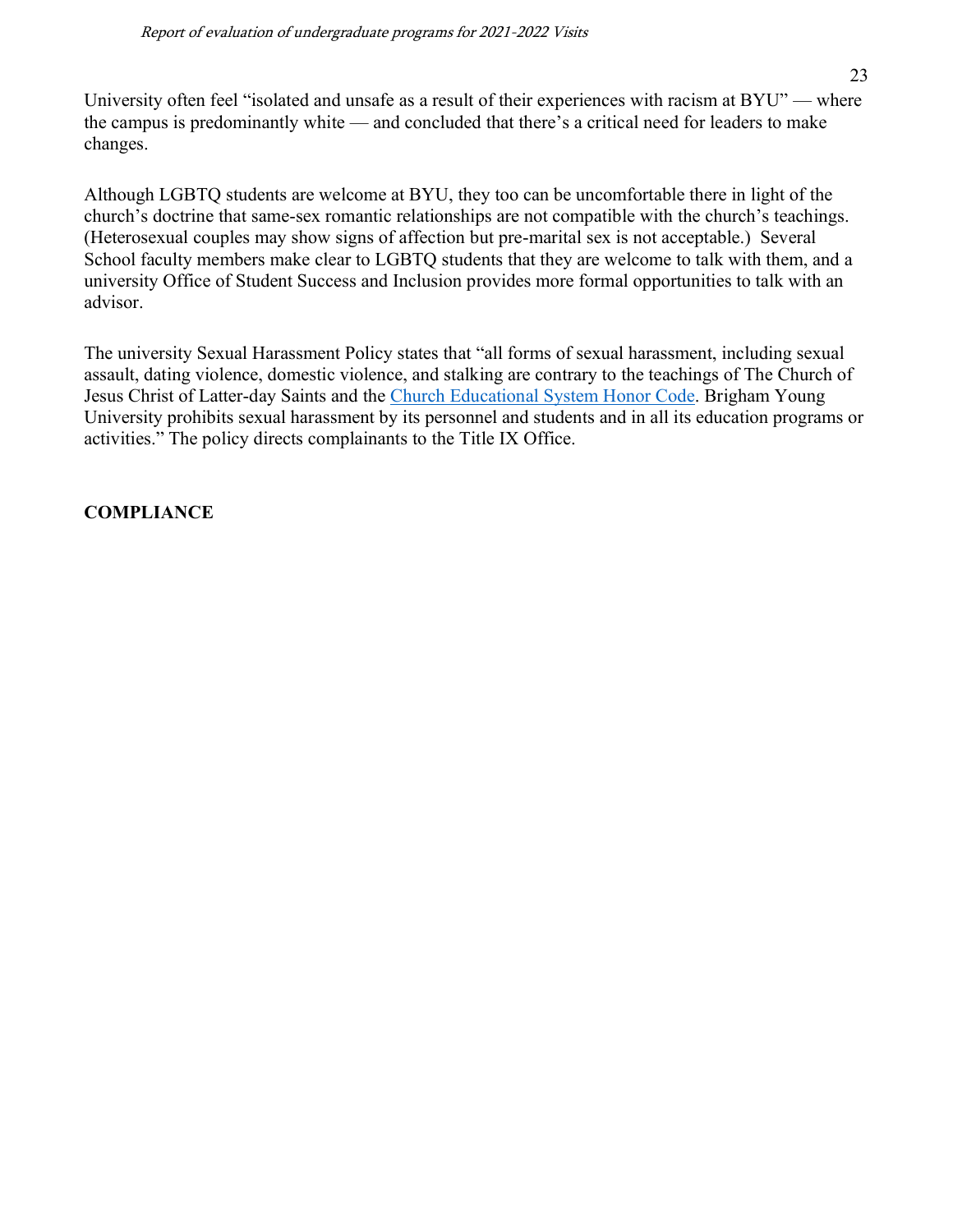University often feel "isolated and unsafe as a result of their experiences with racism at BYU" — where the campus is predominantly white — and concluded that there's a critical need for leaders to make changes.

Although LGBTQ students are welcome at BYU, they too can be uncomfortable there in light of the church's doctrine that same-sex romantic relationships are not compatible with the church's teachings. (Heterosexual couples may show signs of affection but pre-marital sex is not acceptable.) Several School faculty members make clear to LGBTQ students that they are welcome to talk with them, and a university Office of Student Success and Inclusion provides more formal opportunities to talk with an advisor.

The university Sexual Harassment Policy states that "all forms of sexual harassment, including sexual assault, dating violence, domestic violence, and stalking are contrary to the teachings of The Church of Jesus Christ of Latter-day Saints and the Church Educational System Honor Code. Brigham Young University prohibits sexual harassment by its personnel and students and in all its education programs or activities." The policy directs complainants to the Title IX Office.

**COMPLIANCE**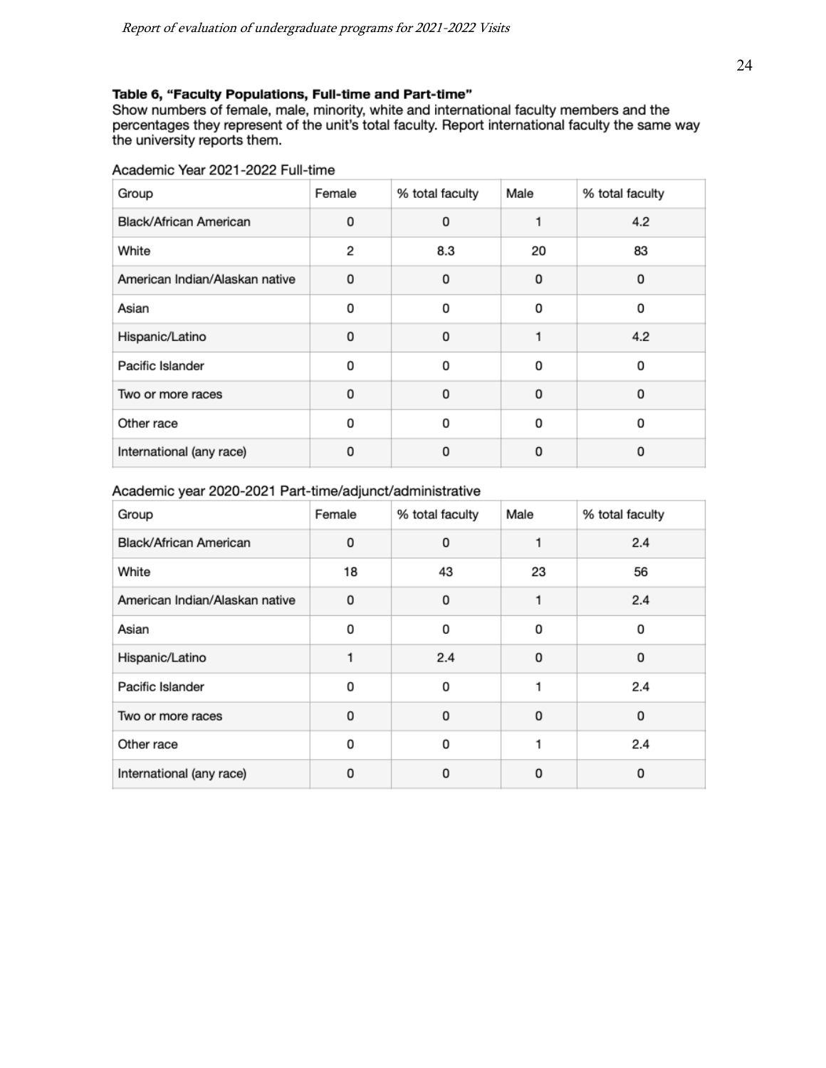**Table 6, "Faculty Populations, Full-time and Part-time"**
Show numbers of female, male, minority, white and international faculty members and the percentages they represent of the unit's total faculty. Report international faculty the same way the university reports them.

Academic Year 2021-2022 Full-time

| Group | Female | % total faculty | Male | % total faculty |
|---|---|---|---|---|
| Black/African American | 0 | 0 | 1 | 4.2 |
| White | 2 | 8.3 | 20 | 83 |
| American Indian/Alaskan native | 0 | 0 | 0 | 0 |
| Asian | 0 | 0 | 0 | 0 |
| Hispanic/Latino | 0 | 0 | 1 | 4.2 |
| Pacific Islander | 0 | 0 | 0 | 0 |
| Two or more races | 0 | 0 | 0 | 0 |
| Other race | 0 | 0 | 0 | 0 |
| International (any race) | 0 | 0 | 0 | 0 |

Academic year 2020-2021 Part-time/adjunct/administrative

| Group | Female | % total faculty | Male | % total faculty |
|---|---|---|---|---|
| Black/African American | 0 | 0 | 1 | 2.4 |
| White | 18 | 43 | 23 | 56 |
| American Indian/Alaskan native | 0 | 0 | 1 | 2.4 |
| Asian | 0 | 0 | 0 | 0 |
| Hispanic/Latino | 1 | 2.4 | 0 | 0 |
| Pacific Islander | 0 | 0 | 1 | 2.4 |
| Two or more races | 0 | 0 | 0 | 0 |
| Other race | 0 | 0 | 1 | 2.4 |
| International (any race) | 0 | 0 | 0 | 0 |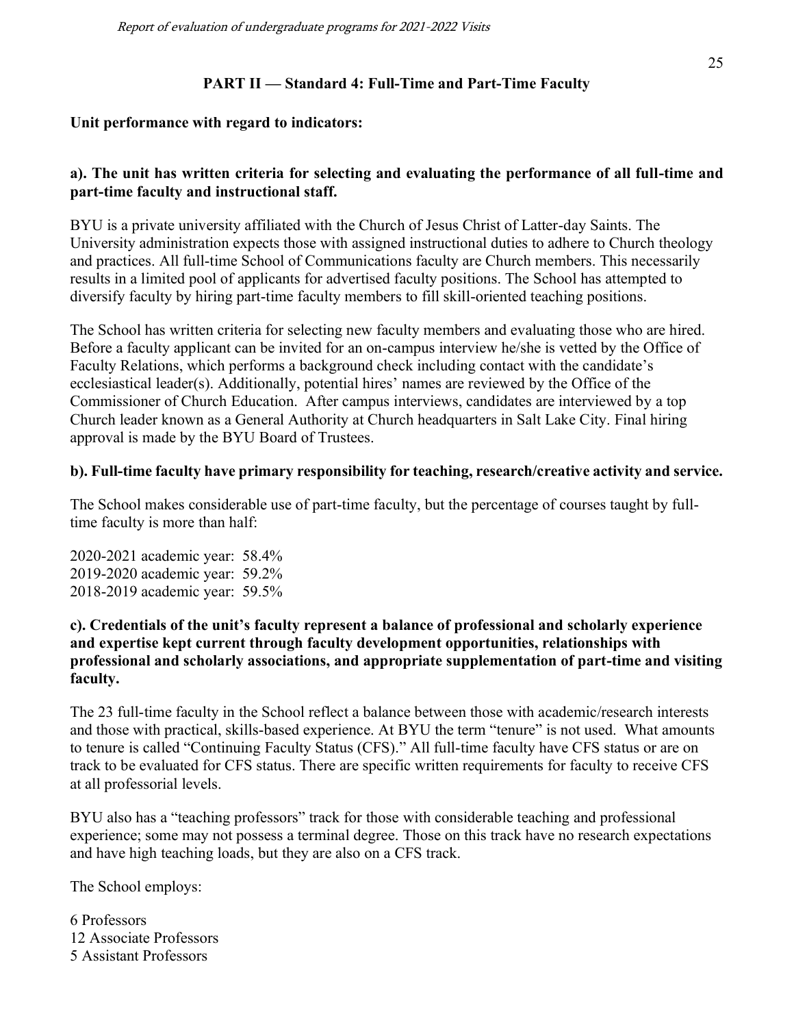## PART II — Standard 4: Full-Time and Part-Time Faculty

**Unit performance with regard to indicators:**

**a). The unit has written criteria for selecting and evaluating the performance of all full-time and part-time faculty and instructional staff.**

BYU is a private university affiliated with the Church of Jesus Christ of Latter-day Saints. The University administration expects those with assigned instructional duties to adhere to Church theology and practices. All full-time School of Communications faculty are Church members. This necessarily results in a limited pool of applicants for advertised faculty positions. The School has attempted to diversify faculty by hiring part-time faculty members to fill skill-oriented teaching positions.

The School has written criteria for selecting new faculty members and evaluating those who are hired. Before a faculty applicant can be invited for an on-campus interview he/she is vetted by the Office of Faculty Relations, which performs a background check including contact with the candidate's ecclesiastical leader(s). Additionally, potential hires' names are reviewed by the Office of the Commissioner of Church Education. After campus interviews, candidates are interviewed by a top Church leader known as a General Authority at Church headquarters in Salt Lake City. Final hiring approval is made by the BYU Board of Trustees.

**b). Full-time faculty have primary responsibility for teaching, research/creative activity and service.**

The School makes considerable use of part-time faculty, but the percentage of courses taught by full-time faculty is more than half:

2020-2021 academic year: 58.4%
2019-2020 academic year: 59.2%
2018-2019 academic year: 59.5%

**c). Credentials of the unit's faculty represent a balance of professional and scholarly experience and expertise kept current through faculty development opportunities, relationships with professional and scholarly associations, and appropriate supplementation of part-time and visiting faculty.**

The 23 full-time faculty in the School reflect a balance between those with academic/research interests and those with practical, skills-based experience. At BYU the term "tenure" is not used. What amounts to tenure is called "Continuing Faculty Status (CFS)." All full-time faculty have CFS status or are on track to be evaluated for CFS status. There are specific written requirements for faculty to receive CFS at all professorial levels.

BYU also has a "teaching professors" track for those with considerable teaching and professional experience; some may not possess a terminal degree. Those on this track have no research expectations and have high teaching loads, but they are also on a CFS track.

The School employs:

6 Professors
12 Associate Professors
5 Assistant Professors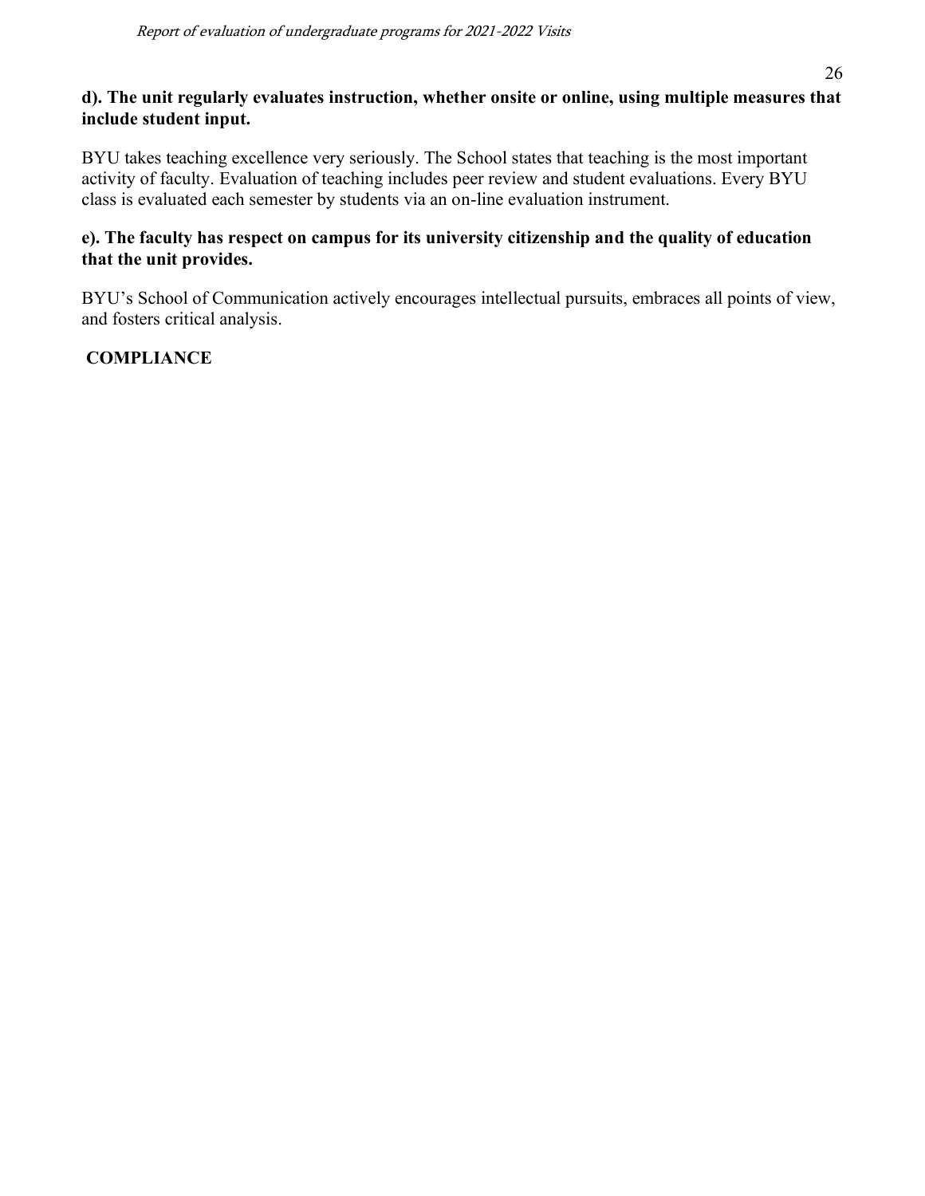**d). The unit regularly evaluates instruction, whether onsite or online, using multiple measures that include student input.**

BYU takes teaching excellence very seriously. The School states that teaching is the most important activity of faculty. Evaluation of teaching includes peer review and student evaluations. Every BYU class is evaluated each semester by students via an on-line evaluation instrument.

**e). The faculty has respect on campus for its university citizenship and the quality of education that the unit provides.**

BYU's School of Communication actively encourages intellectual pursuits, embraces all points of view, and fosters critical analysis.

**COMPLIANCE**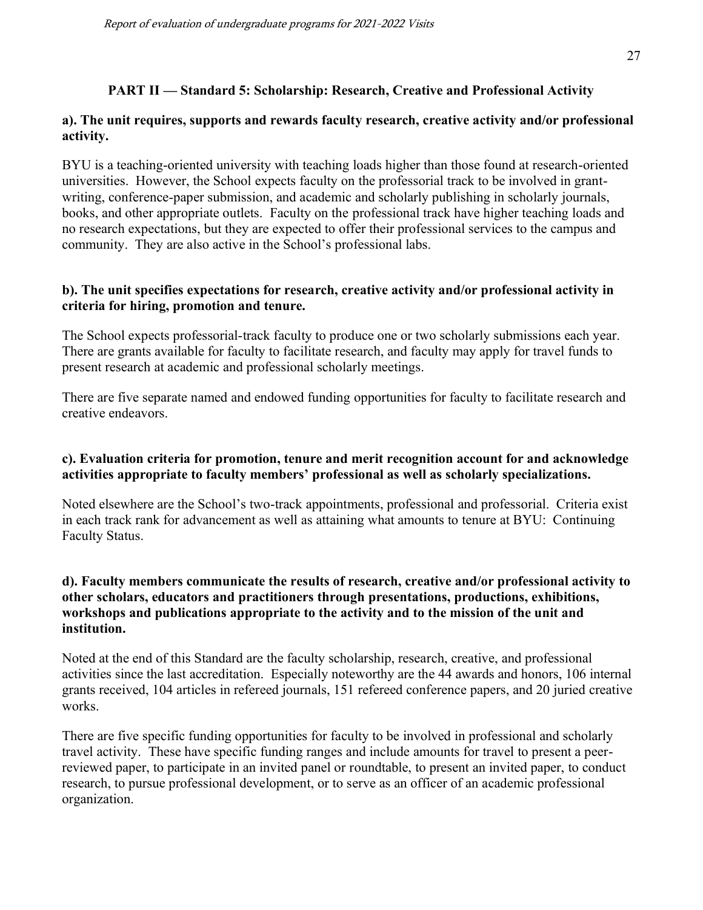## PART II — Standard 5: Scholarship: Research, Creative and Professional Activity

**a). The unit requires, supports and rewards faculty research, creative activity and/or professional activity.**

BYU is a teaching-oriented university with teaching loads higher than those found at research-oriented universities. However, the School expects faculty on the professorial track to be involved in grant-writing, conference-paper submission, and academic and scholarly publishing in scholarly journals, books, and other appropriate outlets. Faculty on the professional track have higher teaching loads and no research expectations, but they are expected to offer their professional services to the campus and community. They are also active in the School's professional labs.

**b). The unit specifies expectations for research, creative activity and/or professional activity in criteria for hiring, promotion and tenure.**

The School expects professorial-track faculty to produce one or two scholarly submissions each year. There are grants available for faculty to facilitate research, and faculty may apply for travel funds to present research at academic and professional scholarly meetings.

There are five separate named and endowed funding opportunities for faculty to facilitate research and creative endeavors.

**c). Evaluation criteria for promotion, tenure and merit recognition account for and acknowledge activities appropriate to faculty members' professional as well as scholarly specializations.**

Noted elsewhere are the School's two-track appointments, professional and professorial. Criteria exist in each track rank for advancement as well as attaining what amounts to tenure at BYU: Continuing Faculty Status.

**d). Faculty members communicate the results of research, creative and/or professional activity to other scholars, educators and practitioners through presentations, productions, exhibitions, workshops and publications appropriate to the activity and to the mission of the unit and institution.**

Noted at the end of this Standard are the faculty scholarship, research, creative, and professional activities since the last accreditation. Especially noteworthy are the 44 awards and honors, 106 internal grants received, 104 articles in refereed journals, 151 refereed conference papers, and 20 juried creative works.

There are five specific funding opportunities for faculty to be involved in professional and scholarly travel activity. These have specific funding ranges and include amounts for travel to present a peer-reviewed paper, to participate in an invited panel or roundtable, to present an invited paper, to conduct research, to pursue professional development, or to serve as an officer of an academic professional organization.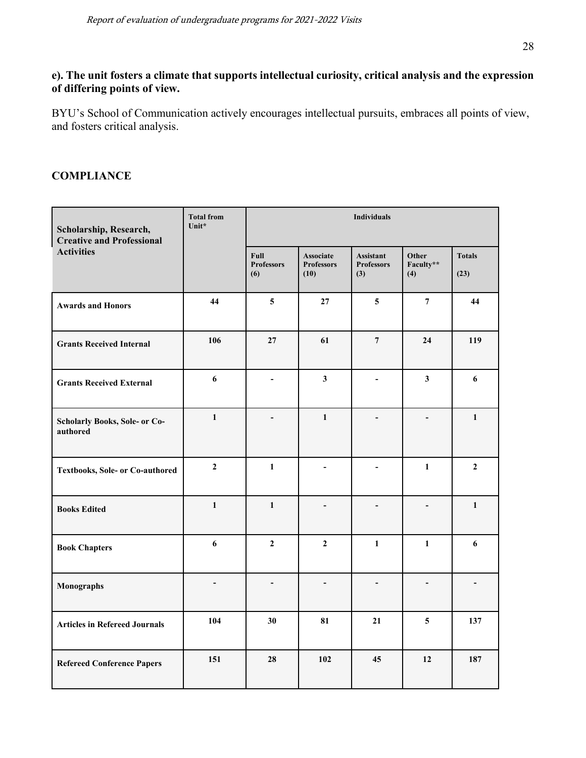**e). The unit fosters a climate that supports intellectual curiosity, critical analysis and the expression of differing points of view.**

BYU's School of Communication actively encourages intellectual pursuits, embraces all points of view, and fosters critical analysis.

## COMPLIANCE

| Scholarship, Research, Creative and Professional Activities | Total from Unit* | Individuals | | | | |
|---|---|---|---|---|---|---|
| | | Full Professors (6) | Associate Professors (10) | Assistant Professors (3) | Other Faculty** (4) | Totals (23) |
| Awards and Honors | 44 | 5 | 27 | 5 | 7 | 44 |
| Grants Received Internal | 106 | 27 | 61 | 7 | 24 | 119 |
| Grants Received External | 6 | - | 3 | - | 3 | 6 |
| Scholarly Books, Sole- or Co-authored | 1 | - | 1 | - | - | 1 |
| Textbooks, Sole- or Co-authored | 2 | 1 | - | - | 1 | 2 |
| Books Edited | 1 | 1 | - | - | - | 1 |
| Book Chapters | 6 | 2 | 2 | 1 | 1 | 6 |
| Monographs | - | - | - | - | - | - |
| Articles in Refereed Journals | 104 | 30 | 81 | 21 | 5 | 137 |
| Refereed Conference Papers | 151 | 28 | 102 | 45 | 12 | 187 |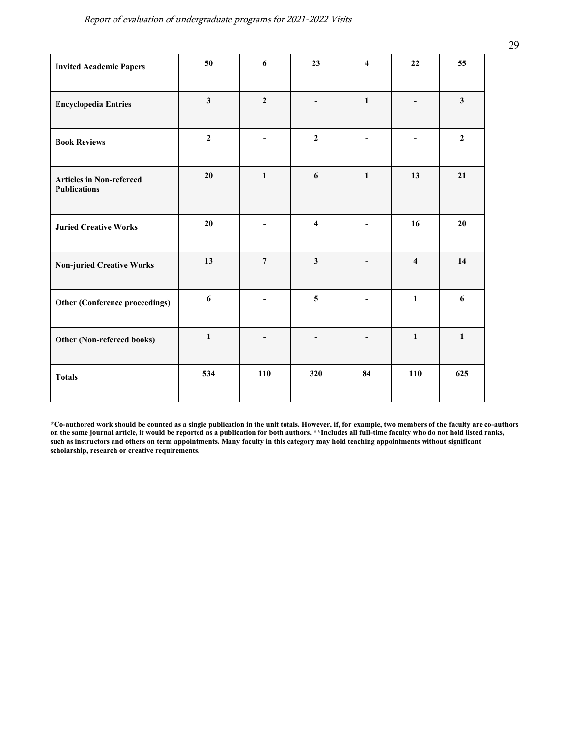| | | | | | | |
|---|---|---|---|---|---|---|
| **Invited Academic Papers** | **50** | **6** | **23** | **4** | **22** | **55** |
| **Encyclopedia Entries** | **3** | **2** | **-** | **1** | **-** | **3** |
| **Book Reviews** | **2** | **-** | **2** | **-** | **-** | **2** |
| **Articles in Non-refereed Publications** | **20** | **1** | **6** | **1** | **13** | **21** |
| **Juried Creative Works** | **20** | **-** | **4** | **-** | **16** | **20** |
| **Non-juried Creative Works** | **13** | **7** | **3** | **-** | **4** | **14** |
| **Other (Conference proceedings)** | **6** | **-** | **5** | **-** | **1** | **6** |
| **Other (Non-refereed books)** | **1** | **-** | **-** | **-** | **1** | **1** |
| **Totals** | **534** | **110** | **320** | **84** | **110** | **625** |

**\*Co-authored work should be counted as a single publication in the unit totals. However, if, for example, two members of the faculty are co-authors on the same journal article, it would be reported as a publication for both authors. \*\*Includes all full-time faculty who do not hold listed ranks, such as instructors and others on term appointments. Many faculty in this category may hold teaching appointments without significant scholarship, research or creative requirements.**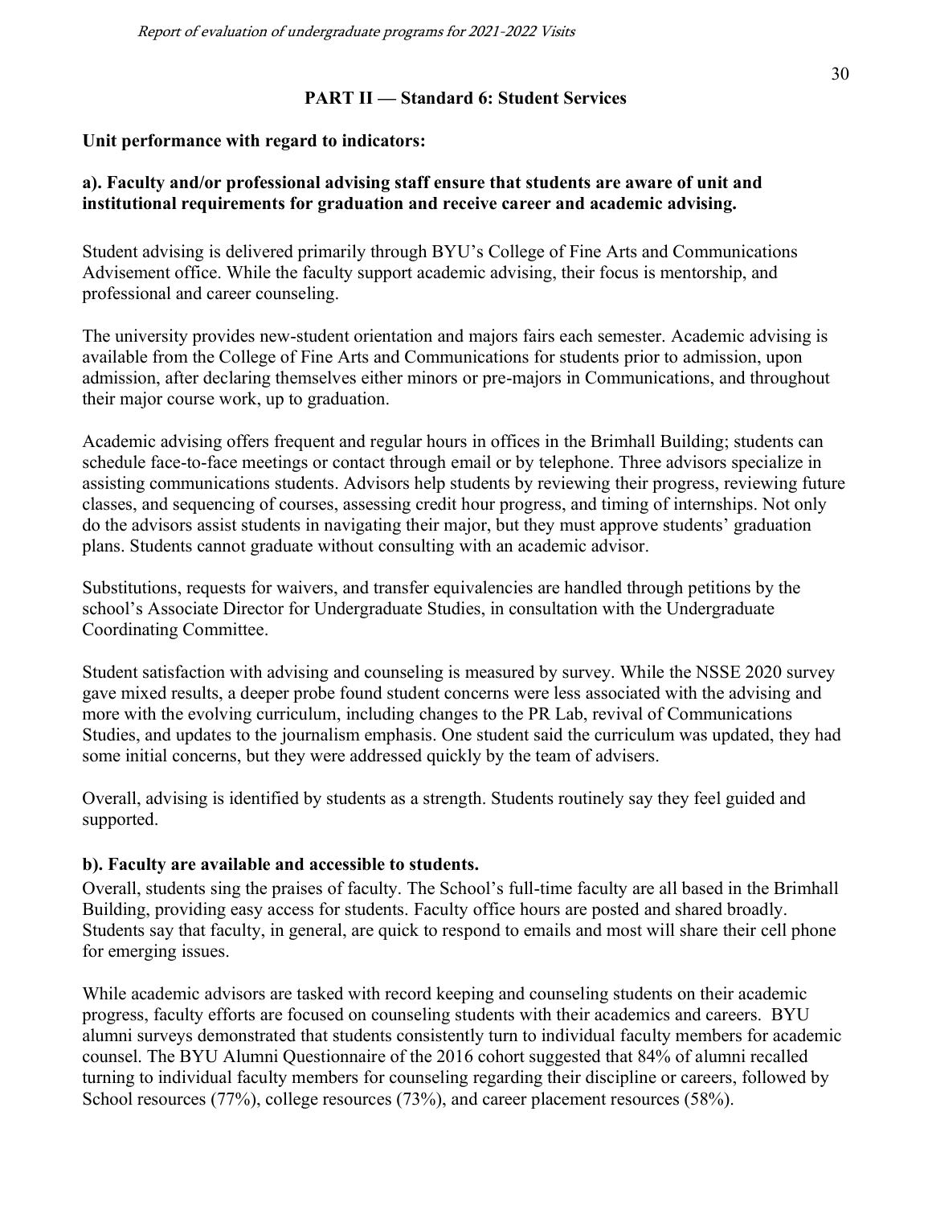## PART II — Standard 6: Student Services

**Unit performance with regard to indicators:**

**a). Faculty and/or professional advising staff ensure that students are aware of unit and institutional requirements for graduation and receive career and academic advising.**

Student advising is delivered primarily through BYU's College of Fine Arts and Communications Advisement office. While the faculty support academic advising, their focus is mentorship, and professional and career counseling.

The university provides new-student orientation and majors fairs each semester. Academic advising is available from the College of Fine Arts and Communications for students prior to admission, upon admission, after declaring themselves either minors or pre-majors in Communications, and throughout their major course work, up to graduation.

Academic advising offers frequent and regular hours in offices in the Brimhall Building; students can schedule face-to-face meetings or contact through email or by telephone. Three advisors specialize in assisting communications students. Advisors help students by reviewing their progress, reviewing future classes, and sequencing of courses, assessing credit hour progress, and timing of internships. Not only do the advisors assist students in navigating their major, but they must approve students' graduation plans. Students cannot graduate without consulting with an academic advisor.

Substitutions, requests for waivers, and transfer equivalencies are handled through petitions by the school's Associate Director for Undergraduate Studies, in consultation with the Undergraduate Coordinating Committee.

Student satisfaction with advising and counseling is measured by survey. While the NSSE 2020 survey gave mixed results, a deeper probe found student concerns were less associated with the advising and more with the evolving curriculum, including changes to the PR Lab, revival of Communications Studies, and updates to the journalism emphasis. One student said the curriculum was updated, they had some initial concerns, but they were addressed quickly by the team of advisers.

Overall, advising is identified by students as a strength. Students routinely say they feel guided and supported.

**b). Faculty are available and accessible to students.**

Overall, students sing the praises of faculty. The School's full-time faculty are all based in the Brimhall Building, providing easy access for students. Faculty office hours are posted and shared broadly. Students say that faculty, in general, are quick to respond to emails and most will share their cell phone for emerging issues.

While academic advisors are tasked with record keeping and counseling students on their academic progress, faculty efforts are focused on counseling students with their academics and careers. BYU alumni surveys demonstrated that students consistently turn to individual faculty members for academic counsel. The BYU Alumni Questionnaire of the 2016 cohort suggested that 84% of alumni recalled turning to individual faculty members for counseling regarding their discipline or careers, followed by School resources (77%), college resources (73%), and career placement resources (58%).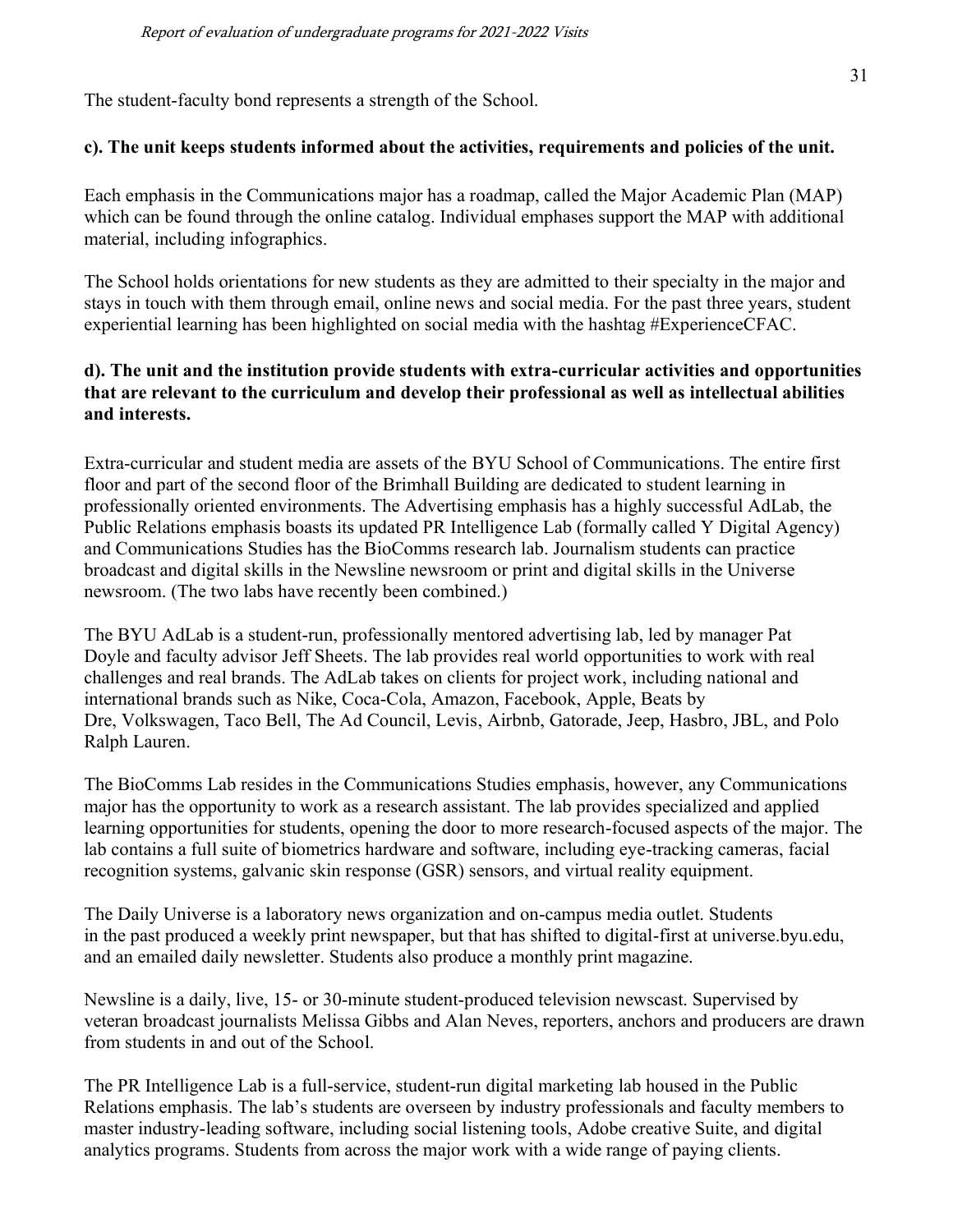The student-faculty bond represents a strength of the School.

**c). The unit keeps students informed about the activities, requirements and policies of the unit.**

Each emphasis in the Communications major has a roadmap, called the Major Academic Plan (MAP) which can be found through the online catalog. Individual emphases support the MAP with additional material, including infographics.

The School holds orientations for new students as they are admitted to their specialty in the major and stays in touch with them through email, online news and social media. For the past three years, student experiential learning has been highlighted on social media with the hashtag #ExperienceCFAC.

**d). The unit and the institution provide students with extra-curricular activities and opportunities that are relevant to the curriculum and develop their professional as well as intellectual abilities and interests.**

Extra-curricular and student media are assets of the BYU School of Communications. The entire first floor and part of the second floor of the Brimhall Building are dedicated to student learning in professionally oriented environments. The Advertising emphasis has a highly successful AdLab, the Public Relations emphasis boasts its updated PR Intelligence Lab (formally called Y Digital Agency) and Communications Studies has the BioComms research lab. Journalism students can practice broadcast and digital skills in the Newsline newsroom or print and digital skills in the Universe newsroom. (The two labs have recently been combined.)

The BYU AdLab is a student-run, professionally mentored advertising lab, led by manager Pat Doyle and faculty advisor Jeff Sheets. The lab provides real world opportunities to work with real challenges and real brands. The AdLab takes on clients for project work, including national and international brands such as Nike, Coca-Cola, Amazon, Facebook, Apple, Beats by Dre, Volkswagen, Taco Bell, The Ad Council, Levis, Airbnb, Gatorade, Jeep, Hasbro, JBL, and Polo Ralph Lauren.

The BioComms Lab resides in the Communications Studies emphasis, however, any Communications major has the opportunity to work as a research assistant. The lab provides specialized and applied learning opportunities for students, opening the door to more research-focused aspects of the major. The lab contains a full suite of biometrics hardware and software, including eye-tracking cameras, facial recognition systems, galvanic skin response (GSR) sensors, and virtual reality equipment.

The Daily Universe is a laboratory news organization and on-campus media outlet. Students in the past produced a weekly print newspaper, but that has shifted to digital-first at universe.byu.edu, and an emailed daily newsletter. Students also produce a monthly print magazine.

Newsline is a daily, live, 15- or 30-minute student-produced television newscast. Supervised by veteran broadcast journalists Melissa Gibbs and Alan Neves, reporters, anchors and producers are drawn from students in and out of the School.

The PR Intelligence Lab is a full-service, student-run digital marketing lab housed in the Public Relations emphasis. The lab's students are overseen by industry professionals and faculty members to master industry-leading software, including social listening tools, Adobe creative Suite, and digital analytics programs. Students from across the major work with a wide range of paying clients.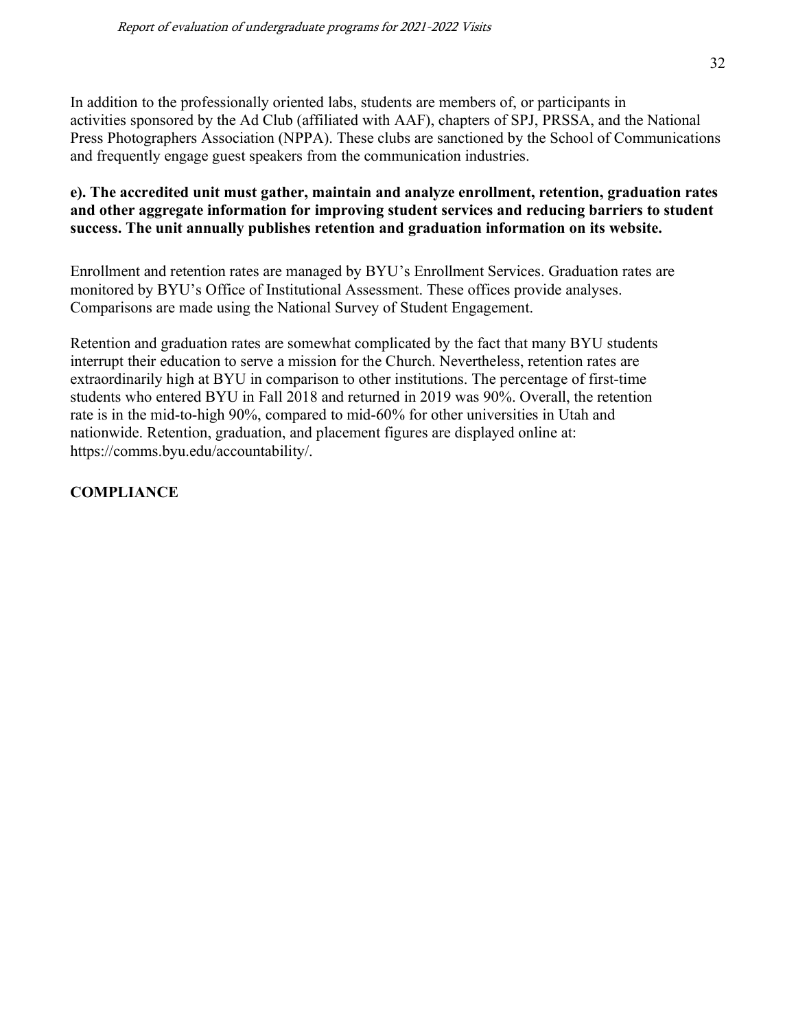In addition to the professionally oriented labs, students are members of, or participants in activities sponsored by the Ad Club (affiliated with AAF), chapters of SPJ, PRSSA, and the National Press Photographers Association (NPPA). These clubs are sanctioned by the School of Communications and frequently engage guest speakers from the communication industries.

**e). The accredited unit must gather, maintain and analyze enrollment, retention, graduation rates and other aggregate information for improving student services and reducing barriers to student success. The unit annually publishes retention and graduation information on its website.**

Enrollment and retention rates are managed by BYU's Enrollment Services. Graduation rates are monitored by BYU's Office of Institutional Assessment. These offices provide analyses. Comparisons are made using the National Survey of Student Engagement.

Retention and graduation rates are somewhat complicated by the fact that many BYU students interrupt their education to serve a mission for the Church. Nevertheless, retention rates are extraordinarily high at BYU in comparison to other institutions. The percentage of first-time students who entered BYU in Fall 2018 and returned in 2019 was 90%. Overall, the retention rate is in the mid-to-high 90%, compared to mid-60% for other universities in Utah and nationwide. Retention, graduation, and placement figures are displayed online at: https://comms.byu.edu/accountability/.

**COMPLIANCE**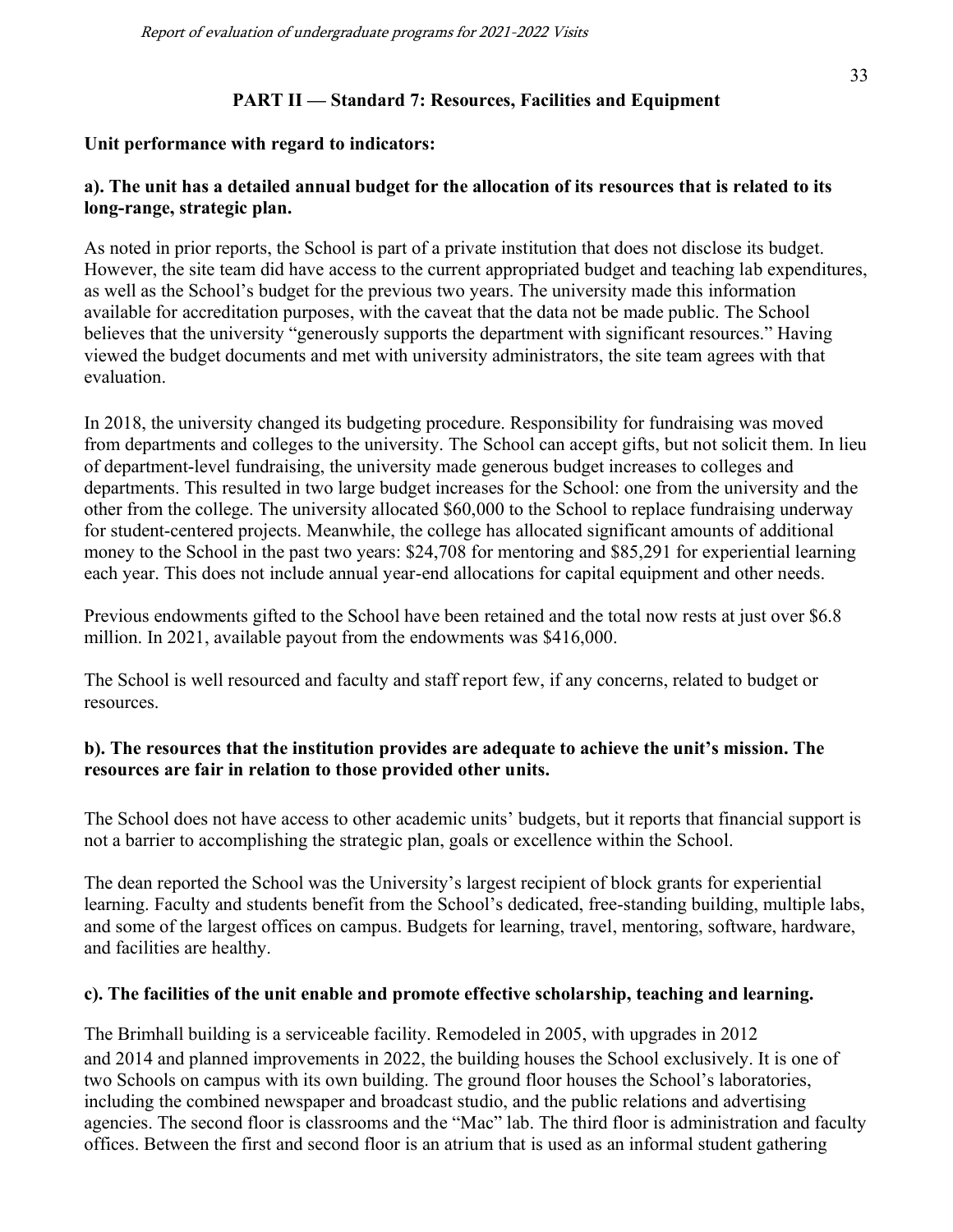## PART II — Standard 7: Resources, Facilities and Equipment

**Unit performance with regard to indicators:**

**a). The unit has a detailed annual budget for the allocation of its resources that is related to its long-range, strategic plan.**

As noted in prior reports, the School is part of a private institution that does not disclose its budget. However, the site team did have access to the current appropriated budget and teaching lab expenditures, as well as the School's budget for the previous two years. The university made this information available for accreditation purposes, with the caveat that the data not be made public. The School believes that the university "generously supports the department with significant resources." Having viewed the budget documents and met with university administrators, the site team agrees with that evaluation.

In 2018, the university changed its budgeting procedure. Responsibility for fundraising was moved from departments and colleges to the university. The School can accept gifts, but not solicit them. In lieu of department-level fundraising, the university made generous budget increases to colleges and departments. This resulted in two large budget increases for the School: one from the university and the other from the college. The university allocated $60,000 to the School to replace fundraising underway for student-centered projects. Meanwhile, the college has allocated significant amounts of additional money to the School in the past two years: $24,708 for mentoring and $85,291 for experiential learning each year. This does not include annual year-end allocations for capital equipment and other needs.

Previous endowments gifted to the School have been retained and the total now rests at just over $6.8 million. In 2021, available payout from the endowments was $416,000.

The School is well resourced and faculty and staff report few, if any concerns, related to budget or resources.

**b). The resources that the institution provides are adequate to achieve the unit's mission. The resources are fair in relation to those provided other units.**

The School does not have access to other academic units' budgets, but it reports that financial support is not a barrier to accomplishing the strategic plan, goals or excellence within the School.

The dean reported the School was the University's largest recipient of block grants for experiential learning. Faculty and students benefit from the School's dedicated, free-standing building, multiple labs, and some of the largest offices on campus. Budgets for learning, travel, mentoring, software, hardware, and facilities are healthy.

**c). The facilities of the unit enable and promote effective scholarship, teaching and learning.**

The Brimhall building is a serviceable facility. Remodeled in 2005, with upgrades in 2012 and 2014 and planned improvements in 2022, the building houses the School exclusively. It is one of two Schools on campus with its own building. The ground floor houses the School's laboratories, including the combined newspaper and broadcast studio, and the public relations and advertising agencies. The second floor is classrooms and the "Mac" lab. The third floor is administration and faculty offices. Between the first and second floor is an atrium that is used as an informal student gathering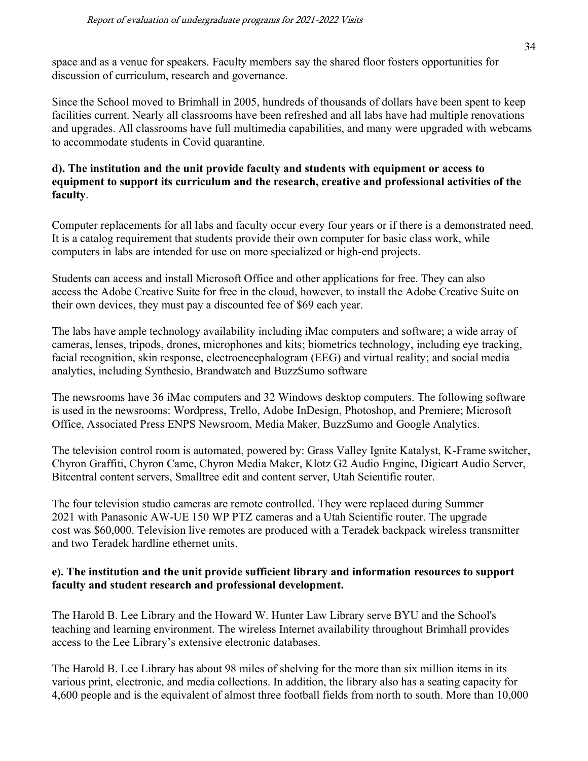space and as a venue for speakers. Faculty members say the shared floor fosters opportunities for discussion of curriculum, research and governance.

Since the School moved to Brimhall in 2005, hundreds of thousands of dollars have been spent to keep facilities current. Nearly all classrooms have been refreshed and all labs have had multiple renovations and upgrades. All classrooms have full multimedia capabilities, and many were upgraded with webcams to accommodate students in Covid quarantine.

**d). The institution and the unit provide faculty and students with equipment or access to equipment to support its curriculum and the research, creative and professional activities of the faculty**.

Computer replacements for all labs and faculty occur every four years or if there is a demonstrated need. It is a catalog requirement that students provide their own computer for basic class work, while computers in labs are intended for use on more specialized or high-end projects.

Students can access and install Microsoft Office and other applications for free. They can also access the Adobe Creative Suite for free in the cloud, however, to install the Adobe Creative Suite on their own devices, they must pay a discounted fee of $69 each year.

The labs have ample technology availability including iMac computers and software; a wide array of cameras, lenses, tripods, drones, microphones and kits; biometrics technology, including eye tracking, facial recognition, skin response, electroencephalogram (EEG) and virtual reality; and social media analytics, including Synthesio, Brandwatch and BuzzSumo software

The newsrooms have 36 iMac computers and 32 Windows desktop computers. The following software is used in the newsrooms: Wordpress, Trello, Adobe InDesign, Photoshop, and Premiere; Microsoft Office, Associated Press ENPS Newsroom, Media Maker, BuzzSumo and Google Analytics.

The television control room is automated, powered by: Grass Valley Ignite Katalyst, K-Frame switcher, Chyron Graffiti, Chyron Came, Chyron Media Maker, Klotz G2 Audio Engine, Digicart Audio Server, Bitcentral content servers, Smalltree edit and content server, Utah Scientific router.

The four television studio cameras are remote controlled. They were replaced during Summer 2021 with Panasonic AW-UE 150 WP PTZ cameras and a Utah Scientific router. The upgrade cost was $60,000. Television live remotes are produced with a Teradek backpack wireless transmitter and two Teradek hardline ethernet units.

**e). The institution and the unit provide sufficient library and information resources to support faculty and student research and professional development.**

The Harold B. Lee Library and the Howard W. Hunter Law Library serve BYU and the School's teaching and learning environment. The wireless Internet availability throughout Brimhall provides access to the Lee Library's extensive electronic databases.

The Harold B. Lee Library has about 98 miles of shelving for the more than six million items in its various print, electronic, and media collections. In addition, the library also has a seating capacity for 4,600 people and is the equivalent of almost three football fields from north to south. More than 10,000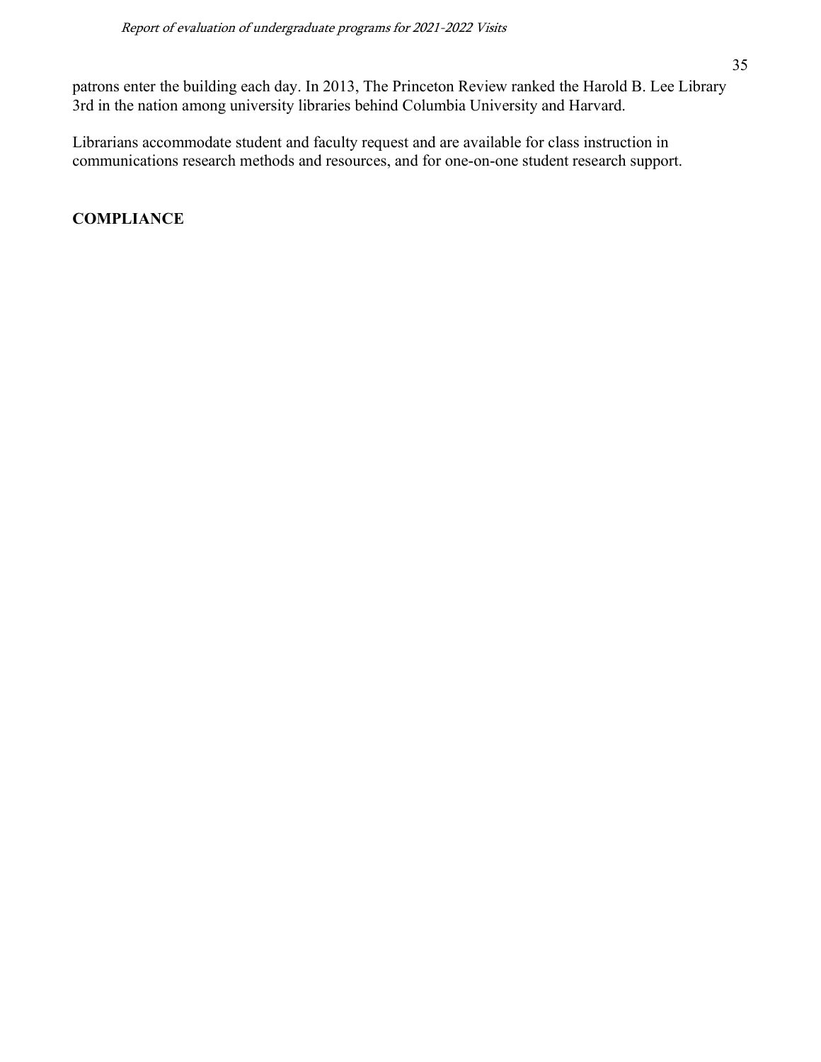patrons enter the building each day. In 2013, The Princeton Review ranked the Harold B. Lee Library 3rd in the nation among university libraries behind Columbia University and Harvard.

Librarians accommodate student and faculty request and are available for class instruction in communications research methods and resources, and for one-on-one student research support.

**COMPLIANCE**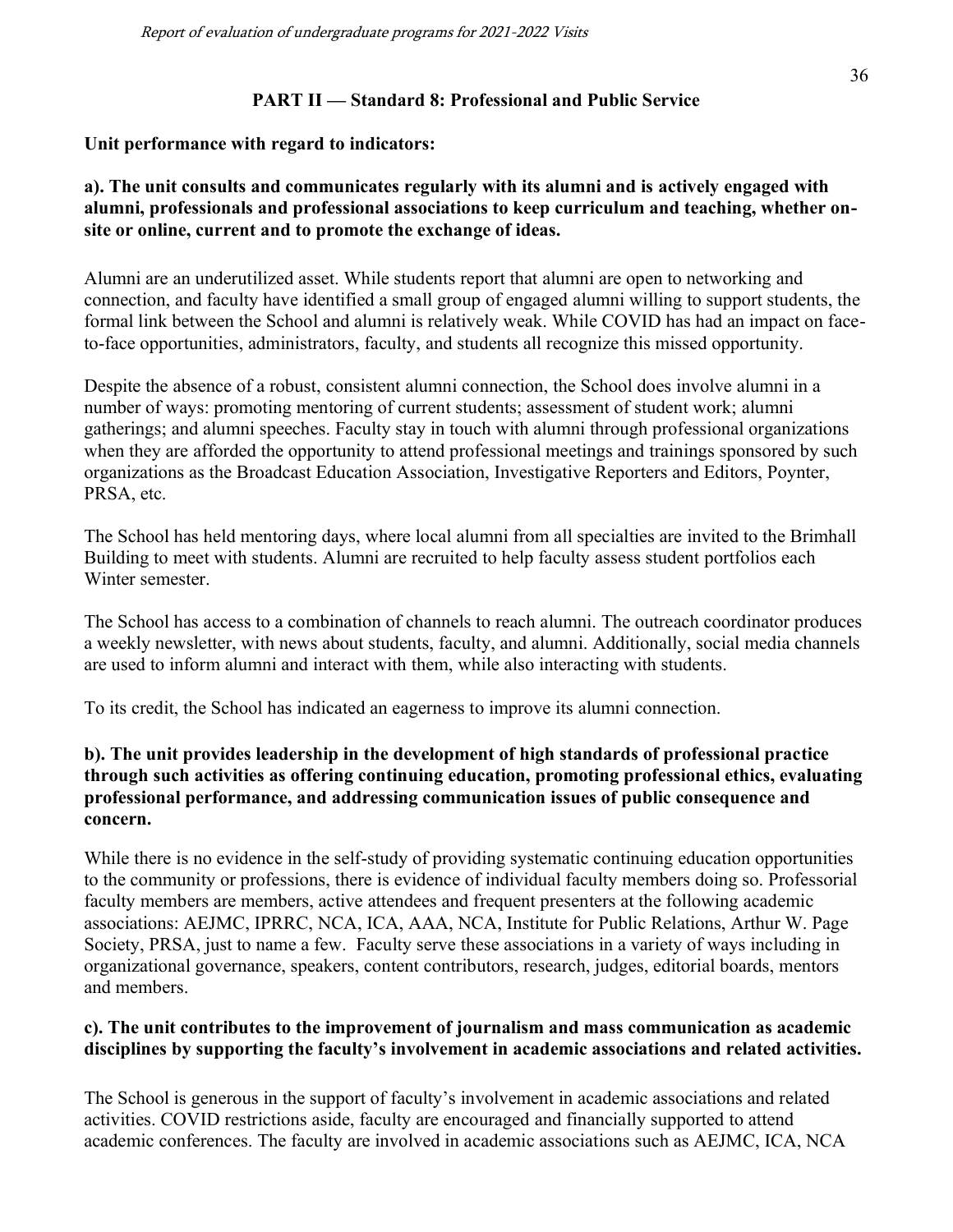## PART II — Standard 8: Professional and Public Service

**Unit performance with regard to indicators:**

**a). The unit consults and communicates regularly with its alumni and is actively engaged with alumni, professionals and professional associations to keep curriculum and teaching, whether on-site or online, current and to promote the exchange of ideas.**

Alumni are an underutilized asset. While students report that alumni are open to networking and connection, and faculty have identified a small group of engaged alumni willing to support students, the formal link between the School and alumni is relatively weak. While COVID has had an impact on face-to-face opportunities, administrators, faculty, and students all recognize this missed opportunity.

Despite the absence of a robust, consistent alumni connection, the School does involve alumni in a number of ways: promoting mentoring of current students; assessment of student work; alumni gatherings; and alumni speeches. Faculty stay in touch with alumni through professional organizations when they are afforded the opportunity to attend professional meetings and trainings sponsored by such organizations as the Broadcast Education Association, Investigative Reporters and Editors, Poynter, PRSA, etc.

The School has held mentoring days, where local alumni from all specialties are invited to the Brimhall Building to meet with students. Alumni are recruited to help faculty assess student portfolios each Winter semester.

The School has access to a combination of channels to reach alumni. The outreach coordinator produces a weekly newsletter, with news about students, faculty, and alumni. Additionally, social media channels are used to inform alumni and interact with them, while also interacting with students.

To its credit, the School has indicated an eagerness to improve its alumni connection.

**b). The unit provides leadership in the development of high standards of professional practice through such activities as offering continuing education, promoting professional ethics, evaluating professional performance, and addressing communication issues of public consequence and concern.**

While there is no evidence in the self-study of providing systematic continuing education opportunities to the community or professions, there is evidence of individual faculty members doing so. Professorial faculty members are members, active attendees and frequent presenters at the following academic associations: AEJMC, IPRRC, NCA, ICA, AAA, NCA, Institute for Public Relations, Arthur W. Page Society, PRSA, just to name a few. Faculty serve these associations in a variety of ways including in organizational governance, speakers, content contributors, research, judges, editorial boards, mentors and members.

**c). The unit contributes to the improvement of journalism and mass communication as academic disciplines by supporting the faculty's involvement in academic associations and related activities.**

The School is generous in the support of faculty's involvement in academic associations and related activities. COVID restrictions aside, faculty are encouraged and financially supported to attend academic conferences. The faculty are involved in academic associations such as AEJMC, ICA, NCA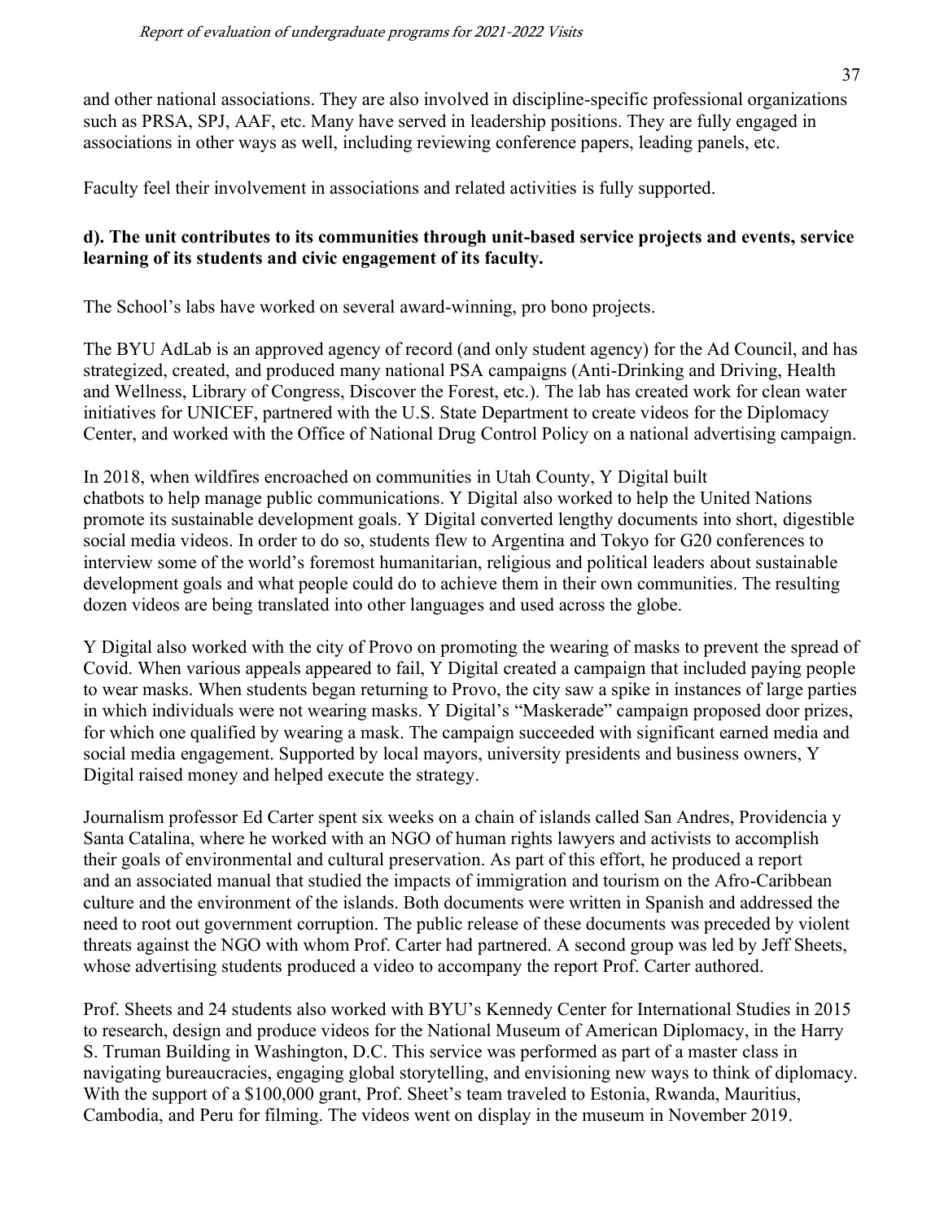and other national associations. They are also involved in discipline-specific professional organizations such as PRSA, SPJ, AAF, etc. Many have served in leadership positions. They are fully engaged in associations in other ways as well, including reviewing conference papers, leading panels, etc.

Faculty feel their involvement in associations and related activities is fully supported.

**d). The unit contributes to its communities through unit-based service projects and events, service learning of its students and civic engagement of its faculty.**

The School's labs have worked on several award-winning, pro bono projects.

The BYU AdLab is an approved agency of record (and only student agency) for the Ad Council, and has strategized, created, and produced many national PSA campaigns (Anti-Drinking and Driving, Health and Wellness, Library of Congress, Discover the Forest, etc.). The lab has created work for clean water initiatives for UNICEF, partnered with the U.S. State Department to create videos for the Diplomacy Center, and worked with the Office of National Drug Control Policy on a national advertising campaign.

In 2018, when wildfires encroached on communities in Utah County, Y Digital built chatbots to help manage public communications. Y Digital also worked to help the United Nations promote its sustainable development goals. Y Digital converted lengthy documents into short, digestible social media videos. In order to do so, students flew to Argentina and Tokyo for G20 conferences to interview some of the world's foremost humanitarian, religious and political leaders about sustainable development goals and what people could do to achieve them in their own communities. The resulting dozen videos are being translated into other languages and used across the globe.

Y Digital also worked with the city of Provo on promoting the wearing of masks to prevent the spread of Covid. When various appeals appeared to fail, Y Digital created a campaign that included paying people to wear masks. When students began returning to Provo, the city saw a spike in instances of large parties in which individuals were not wearing masks. Y Digital's "Maskerade" campaign proposed door prizes, for which one qualified by wearing a mask. The campaign succeeded with significant earned media and social media engagement. Supported by local mayors, university presidents and business owners, Y Digital raised money and helped execute the strategy.

Journalism professor Ed Carter spent six weeks on a chain of islands called San Andres, Providencia y Santa Catalina, where he worked with an NGO of human rights lawyers and activists to accomplish their goals of environmental and cultural preservation. As part of this effort, he produced a report and an associated manual that studied the impacts of immigration and tourism on the Afro-Caribbean culture and the environment of the islands. Both documents were written in Spanish and addressed the need to root out government corruption. The public release of these documents was preceded by violent threats against the NGO with whom Prof. Carter had partnered. A second group was led by Jeff Sheets, whose advertising students produced a video to accompany the report Prof. Carter authored.

Prof. Sheets and 24 students also worked with BYU's Kennedy Center for International Studies in 2015 to research, design and produce videos for the National Museum of American Diplomacy, in the Harry S. Truman Building in Washington, D.C. This service was performed as part of a master class in navigating bureaucracies, engaging global storytelling, and envisioning new ways to think of diplomacy. With the support of a $100,000 grant, Prof. Sheet's team traveled to Estonia, Rwanda, Mauritius, Cambodia, and Peru for filming. The videos went on display in the museum in November 2019.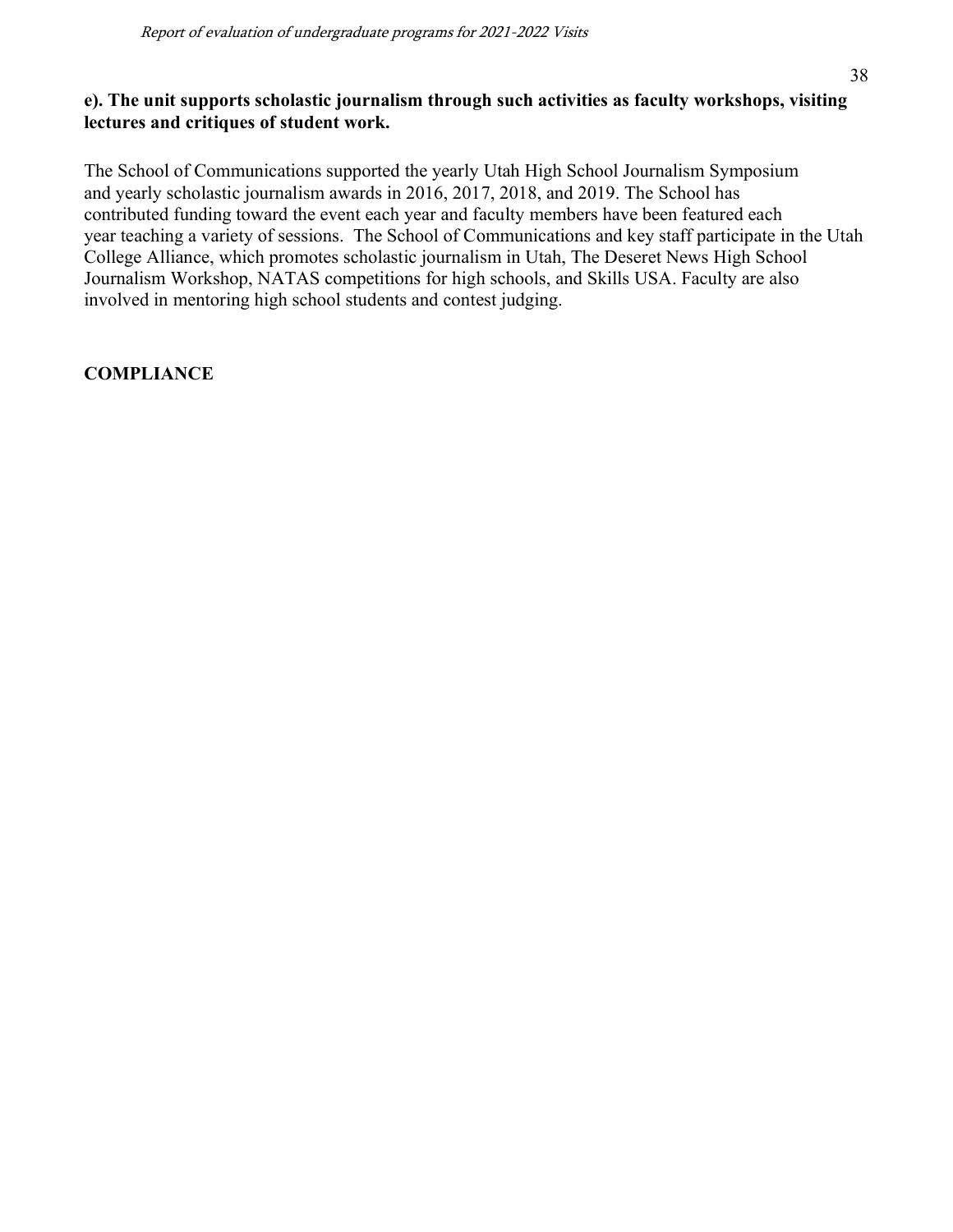**e). The unit supports scholastic journalism through such activities as faculty workshops, visiting lectures and critiques of student work.**

The School of Communications supported the yearly Utah High School Journalism Symposium and yearly scholastic journalism awards in 2016, 2017, 2018, and 2019. The School has contributed funding toward the event each year and faculty members have been featured each year teaching a variety of sessions. The School of Communications and key staff participate in the Utah College Alliance, which promotes scholastic journalism in Utah, The Deseret News High School Journalism Workshop, NATAS competitions for high schools, and Skills USA. Faculty are also involved in mentoring high school students and contest judging.

**COMPLIANCE**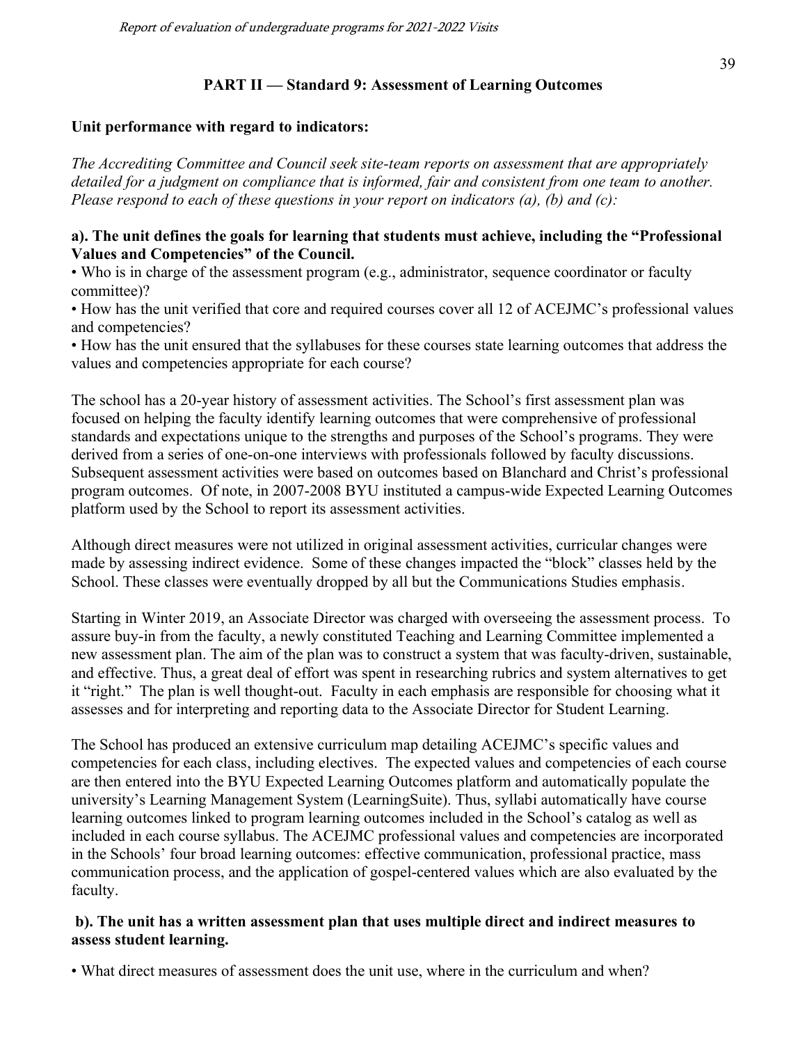## PART II — Standard 9: Assessment of Learning Outcomes

**Unit performance with regard to indicators:**

*The Accrediting Committee and Council seek site-team reports on assessment that are appropriately detailed for a judgment on compliance that is informed, fair and consistent from one team to another. Please respond to each of these questions in your report on indicators (a), (b) and (c):*

**a). The unit defines the goals for learning that students must achieve, including the "Professional Values and Competencies" of the Council.**

- Who is in charge of the assessment program (e.g., administrator, sequence coordinator or faculty committee)?
- How has the unit verified that core and required courses cover all 12 of ACEJMC's professional values and competencies?
- How has the unit ensured that the syllabuses for these courses state learning outcomes that address the values and competencies appropriate for each course?

The school has a 20-year history of assessment activities. The School's first assessment plan was focused on helping the faculty identify learning outcomes that were comprehensive of professional standards and expectations unique to the strengths and purposes of the School's programs. They were derived from a series of one-on-one interviews with professionals followed by faculty discussions. Subsequent assessment activities were based on outcomes based on Blanchard and Christ's professional program outcomes. Of note, in 2007-2008 BYU instituted a campus-wide Expected Learning Outcomes platform used by the School to report its assessment activities.

Although direct measures were not utilized in original assessment activities, curricular changes were made by assessing indirect evidence. Some of these changes impacted the "block" classes held by the School. These classes were eventually dropped by all but the Communications Studies emphasis.

Starting in Winter 2019, an Associate Director was charged with overseeing the assessment process. To assure buy-in from the faculty, a newly constituted Teaching and Learning Committee implemented a new assessment plan. The aim of the plan was to construct a system that was faculty-driven, sustainable, and effective. Thus, a great deal of effort was spent in researching rubrics and system alternatives to get it "right." The plan is well thought-out. Faculty in each emphasis are responsible for choosing what it assesses and for interpreting and reporting data to the Associate Director for Student Learning.

The School has produced an extensive curriculum map detailing ACEJMC's specific values and competencies for each class, including electives. The expected values and competencies of each course are then entered into the BYU Expected Learning Outcomes platform and automatically populate the university's Learning Management System (LearningSuite). Thus, syllabi automatically have course learning outcomes linked to program learning outcomes included in the School's catalog as well as included in each course syllabus. The ACEJMC professional values and competencies are incorporated in the Schools' four broad learning outcomes: effective communication, professional practice, mass communication process, and the application of gospel-centered values which are also evaluated by the faculty.

**b). The unit has a written assessment plan that uses multiple direct and indirect measures to assess student learning.**

- What direct measures of assessment does the unit use, where in the curriculum and when?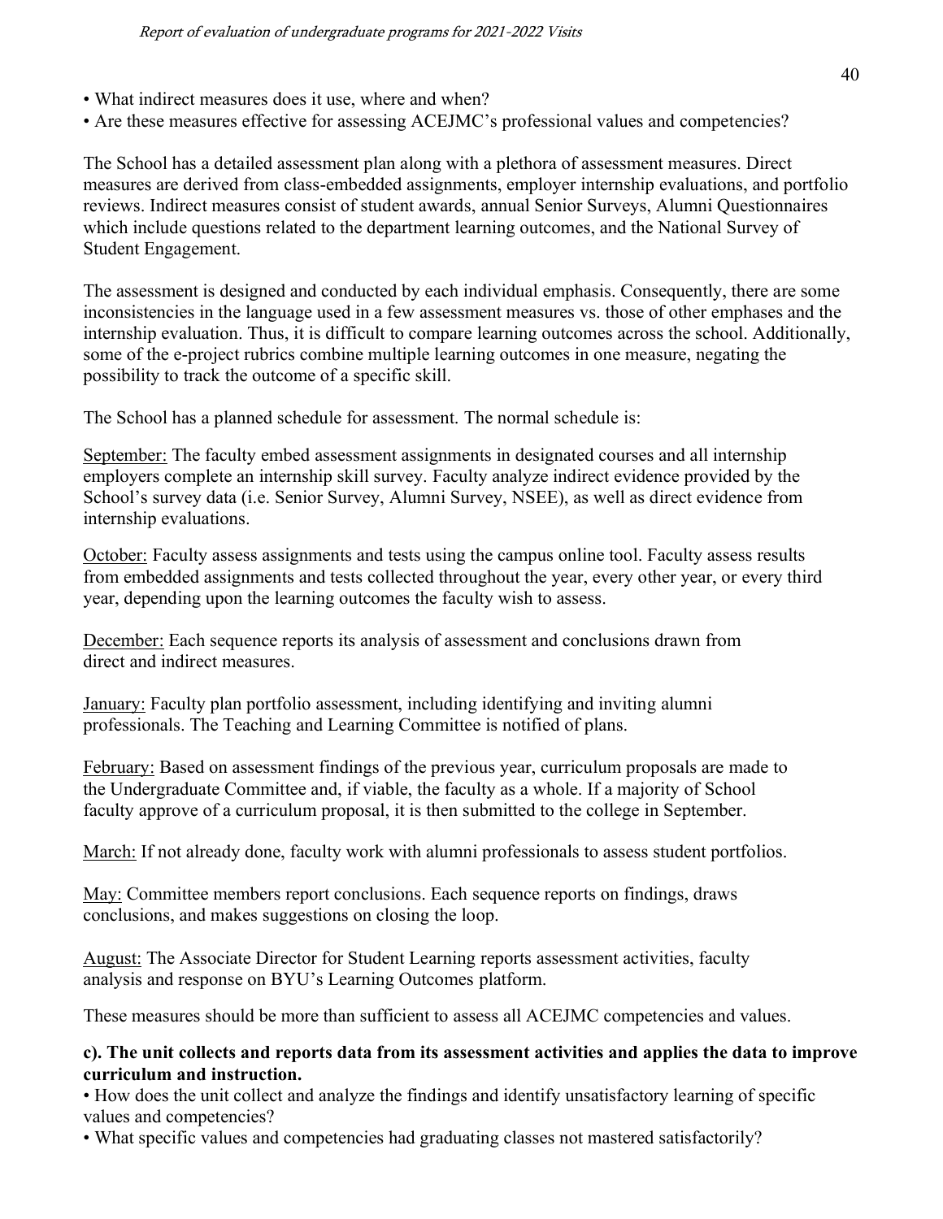• What indirect measures does it use, where and when?
• Are these measures effective for assessing ACEJMC's professional values and competencies?

The School has a detailed assessment plan along with a plethora of assessment measures. Direct measures are derived from class-embedded assignments, employer internship evaluations, and portfolio reviews. Indirect measures consist of student awards, annual Senior Surveys, Alumni Questionnaires which include questions related to the department learning outcomes, and the National Survey of Student Engagement.

The assessment is designed and conducted by each individual emphasis. Consequently, there are some inconsistencies in the language used in a few assessment measures vs. those of other emphases and the internship evaluation. Thus, it is difficult to compare learning outcomes across the school. Additionally, some of the e-project rubrics combine multiple learning outcomes in one measure, negating the possibility to track the outcome of a specific skill.

The School has a planned schedule for assessment. The normal schedule is:

<u>September:</u> The faculty embed assessment assignments in designated courses and all internship employers complete an internship skill survey. Faculty analyze indirect evidence provided by the School's survey data (i.e. Senior Survey, Alumni Survey, NSEE), as well as direct evidence from internship evaluations.

<u>October:</u> Faculty assess assignments and tests using the campus online tool. Faculty assess results from embedded assignments and tests collected throughout the year, every other year, or every third year, depending upon the learning outcomes the faculty wish to assess.

<u>December:</u> Each sequence reports its analysis of assessment and conclusions drawn from direct and indirect measures.

<u>January:</u> Faculty plan portfolio assessment, including identifying and inviting alumni professionals. The Teaching and Learning Committee is notified of plans.

<u>February:</u> Based on assessment findings of the previous year, curriculum proposals are made to the Undergraduate Committee and, if viable, the faculty as a whole. If a majority of School faculty approve of a curriculum proposal, it is then submitted to the college in September.

<u>March:</u> If not already done, faculty work with alumni professionals to assess student portfolios.

<u>May:</u> Committee members report conclusions. Each sequence reports on findings, draws conclusions, and makes suggestions on closing the loop.

<u>August:</u> The Associate Director for Student Learning reports assessment activities, faculty analysis and response on BYU's Learning Outcomes platform.

These measures should be more than sufficient to assess all ACEJMC competencies and values.

**c). The unit collects and reports data from its assessment activities and applies the data to improve curriculum and instruction.**

• How does the unit collect and analyze the findings and identify unsatisfactory learning of specific values and competencies?
• What specific values and competencies had graduating classes not mastered satisfactorily?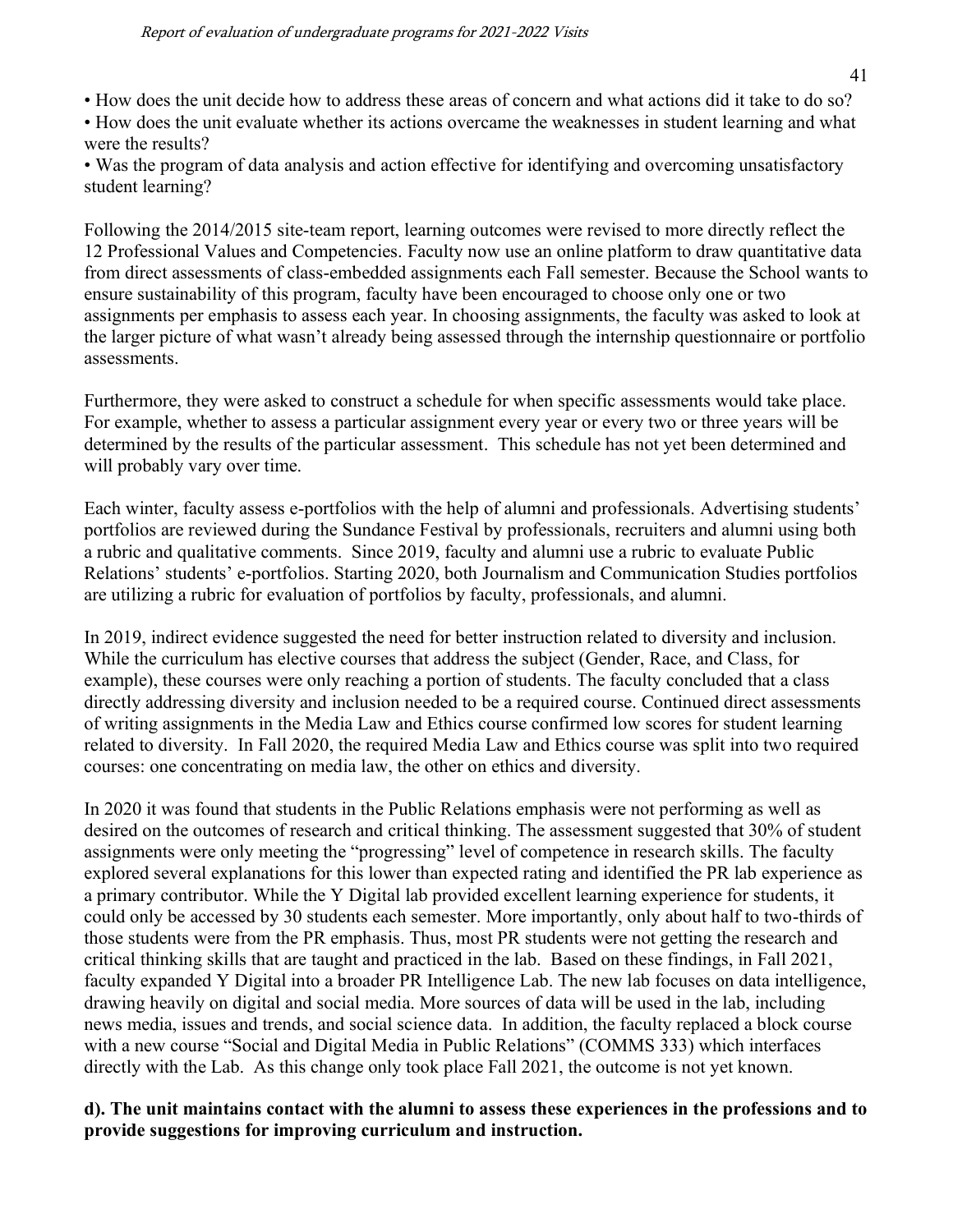- How does the unit decide how to address these areas of concern and what actions did it take to do so?
- How does the unit evaluate whether its actions overcame the weaknesses in student learning and what were the results?
- Was the program of data analysis and action effective for identifying and overcoming unsatisfactory student learning?

Following the 2014/2015 site-team report, learning outcomes were revised to more directly reflect the 12 Professional Values and Competencies. Faculty now use an online platform to draw quantitative data from direct assessments of class-embedded assignments each Fall semester. Because the School wants to ensure sustainability of this program, faculty have been encouraged to choose only one or two assignments per emphasis to assess each year. In choosing assignments, the faculty was asked to look at the larger picture of what wasn't already being assessed through the internship questionnaire or portfolio assessments.

Furthermore, they were asked to construct a schedule for when specific assessments would take place. For example, whether to assess a particular assignment every year or every two or three years will be determined by the results of the particular assessment. This schedule has not yet been determined and will probably vary over time.

Each winter, faculty assess e-portfolios with the help of alumni and professionals. Advertising students' portfolios are reviewed during the Sundance Festival by professionals, recruiters and alumni using both a rubric and qualitative comments. Since 2019, faculty and alumni use a rubric to evaluate Public Relations' students' e-portfolios. Starting 2020, both Journalism and Communication Studies portfolios are utilizing a rubric for evaluation of portfolios by faculty, professionals, and alumni.

In 2019, indirect evidence suggested the need for better instruction related to diversity and inclusion. While the curriculum has elective courses that address the subject (Gender, Race, and Class, for example), these courses were only reaching a portion of students. The faculty concluded that a class directly addressing diversity and inclusion needed to be a required course. Continued direct assessments of writing assignments in the Media Law and Ethics course confirmed low scores for student learning related to diversity. In Fall 2020, the required Media Law and Ethics course was split into two required courses: one concentrating on media law, the other on ethics and diversity.

In 2020 it was found that students in the Public Relations emphasis were not performing as well as desired on the outcomes of research and critical thinking. The assessment suggested that 30% of student assignments were only meeting the "progressing" level of competence in research skills. The faculty explored several explanations for this lower than expected rating and identified the PR lab experience as a primary contributor. While the Y Digital lab provided excellent learning experience for students, it could only be accessed by 30 students each semester. More importantly, only about half to two-thirds of those students were from the PR emphasis. Thus, most PR students were not getting the research and critical thinking skills that are taught and practiced in the lab. Based on these findings, in Fall 2021, faculty expanded Y Digital into a broader PR Intelligence Lab. The new lab focuses on data intelligence, drawing heavily on digital and social media. More sources of data will be used in the lab, including news media, issues and trends, and social science data. In addition, the faculty replaced a block course with a new course "Social and Digital Media in Public Relations" (COMMS 333) which interfaces directly with the Lab. As this change only took place Fall 2021, the outcome is not yet known.

**d). The unit maintains contact with the alumni to assess these experiences in the professions and to provide suggestions for improving curriculum and instruction.**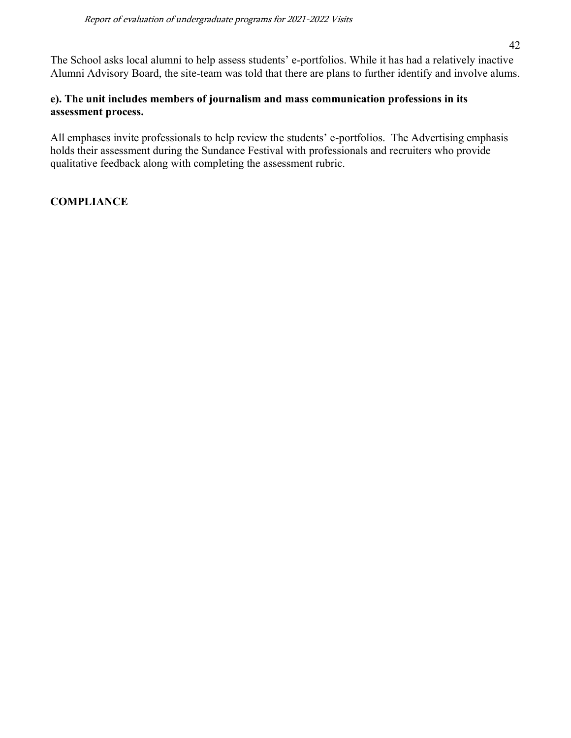The School asks local alumni to help assess students' e-portfolios. While it has had a relatively inactive Alumni Advisory Board, the site-team was told that there are plans to further identify and involve alums.

**e). The unit includes members of journalism and mass communication professions in its assessment process.**

All emphases invite professionals to help review the students' e-portfolios. The Advertising emphasis holds their assessment during the Sundance Festival with professionals and recruiters who provide qualitative feedback along with completing the assessment rubric.

**COMPLIANCE**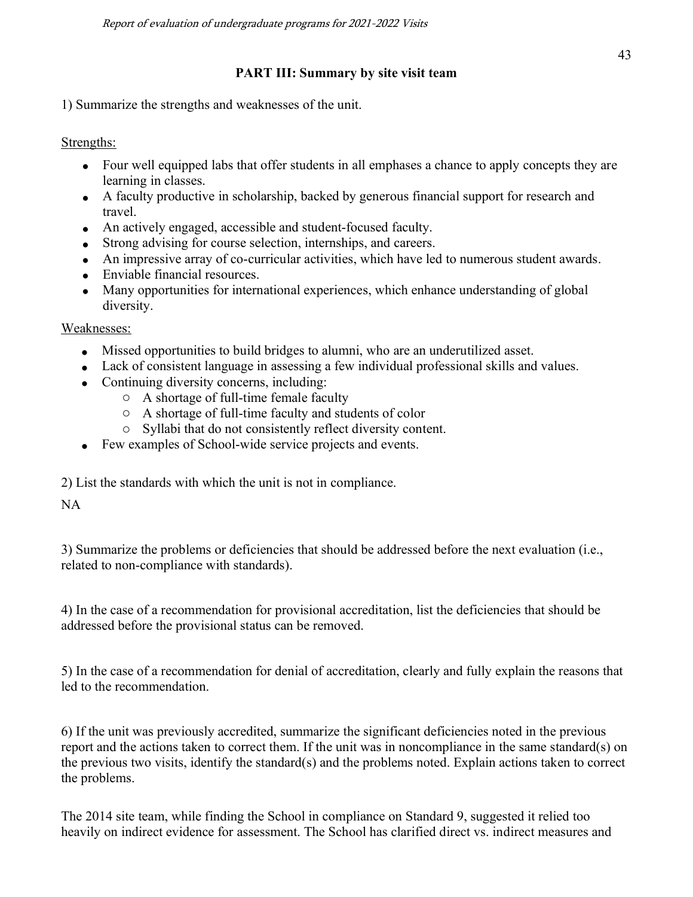## PART III: Summary by site visit team

1) Summarize the strengths and weaknesses of the unit.

Strengths:

- Four well equipped labs that offer students in all emphases a chance to apply concepts they are learning in classes.
- A faculty productive in scholarship, backed by generous financial support for research and travel.
- An actively engaged, accessible and student-focused faculty.
- Strong advising for course selection, internships, and careers.
- An impressive array of co-curricular activities, which have led to numerous student awards.
- Enviable financial resources.
- Many opportunities for international experiences, which enhance understanding of global diversity.

Weaknesses:

- Missed opportunities to build bridges to alumni, who are an underutilized asset.
- Lack of consistent language in assessing a few individual professional skills and values.
- Continuing diversity concerns, including:
  - A shortage of full-time female faculty
  - A shortage of full-time faculty and students of color
  - Syllabi that do not consistently reflect diversity content.
- Few examples of School-wide service projects and events.

2) List the standards with which the unit is not in compliance.

NA

3) Summarize the problems or deficiencies that should be addressed before the next evaluation (i.e., related to non-compliance with standards).

4) In the case of a recommendation for provisional accreditation, list the deficiencies that should be addressed before the provisional status can be removed.

5) In the case of a recommendation for denial of accreditation, clearly and fully explain the reasons that led to the recommendation.

6) If the unit was previously accredited, summarize the significant deficiencies noted in the previous report and the actions taken to correct them. If the unit was in noncompliance in the same standard(s) on the previous two visits, identify the standard(s) and the problems noted. Explain actions taken to correct the problems.

The 2014 site team, while finding the School in compliance on Standard 9, suggested it relied too heavily on indirect evidence for assessment. The School has clarified direct vs. indirect measures and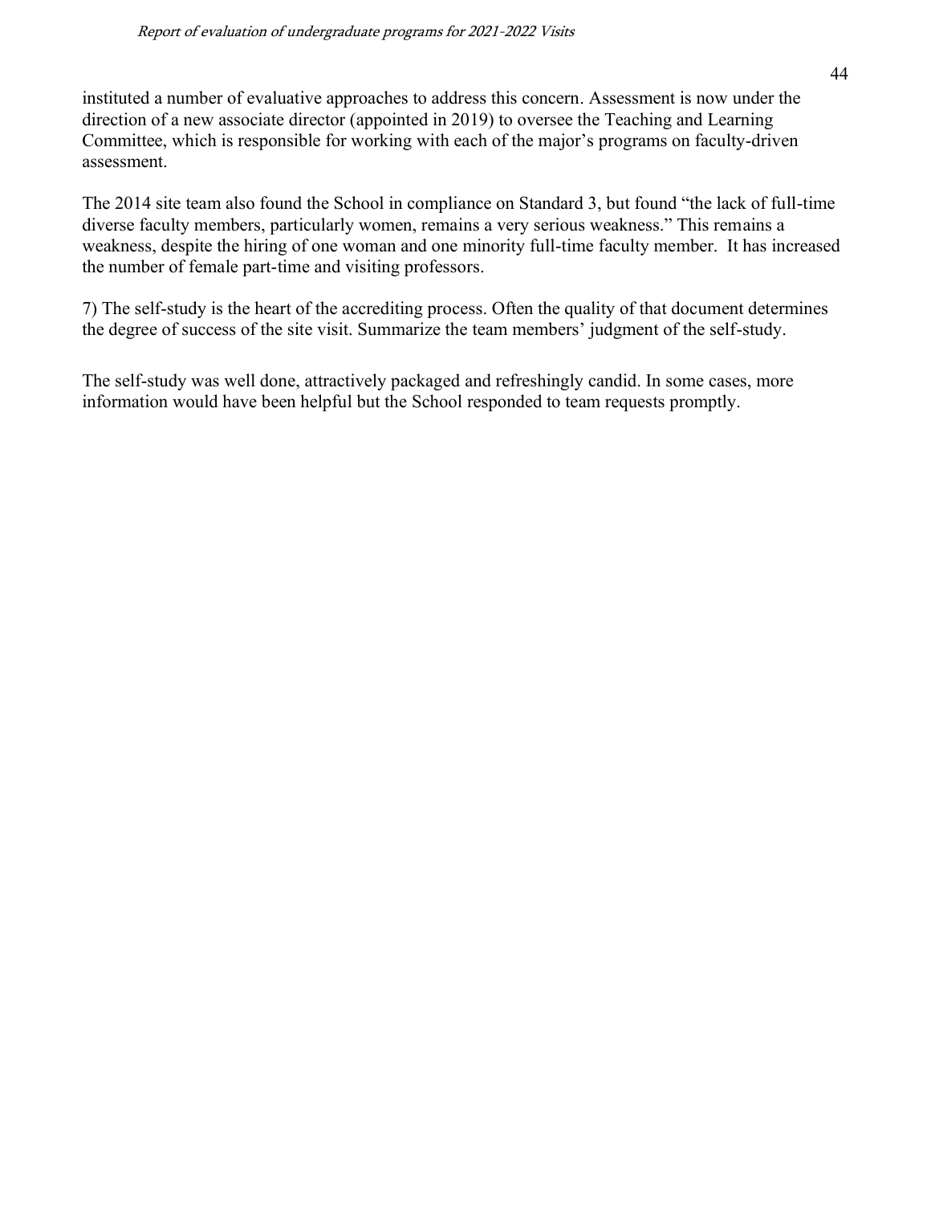instituted a number of evaluative approaches to address this concern. Assessment is now under the direction of a new associate director (appointed in 2019) to oversee the Teaching and Learning Committee, which is responsible for working with each of the major's programs on faculty-driven assessment.

The 2014 site team also found the School in compliance on Standard 3, but found "the lack of full-time diverse faculty members, particularly women, remains a very serious weakness." This remains a weakness, despite the hiring of one woman and one minority full-time faculty member. It has increased the number of female part-time and visiting professors.

7) The self-study is the heart of the accrediting process. Often the quality of that document determines the degree of success of the site visit. Summarize the team members' judgment of the self-study.

The self-study was well done, attractively packaged and refreshingly candid. In some cases, more information would have been helpful but the School responded to team requests promptly.